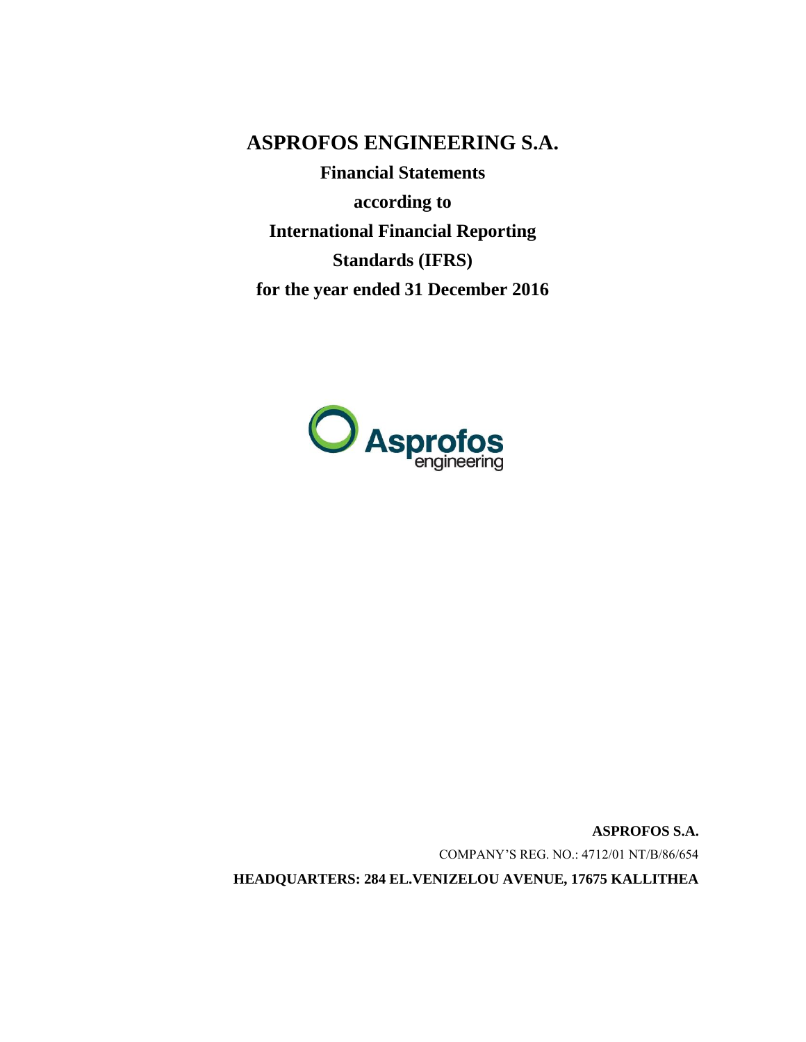# ASPROFOS ENGINEERING S.A.

**Financial Statements**

**according to**

**International Financial Reporting Standards (IFRS)**

**for the year ended 31 December 2016**

**ASPROFOS S.A.**

COMPANY'S REG. NO.: 4712/01 NT/B/86/654

**HEADQUARTERS: 284 EL.VENIZELOU AVENUE, 17675 KALLITHEA**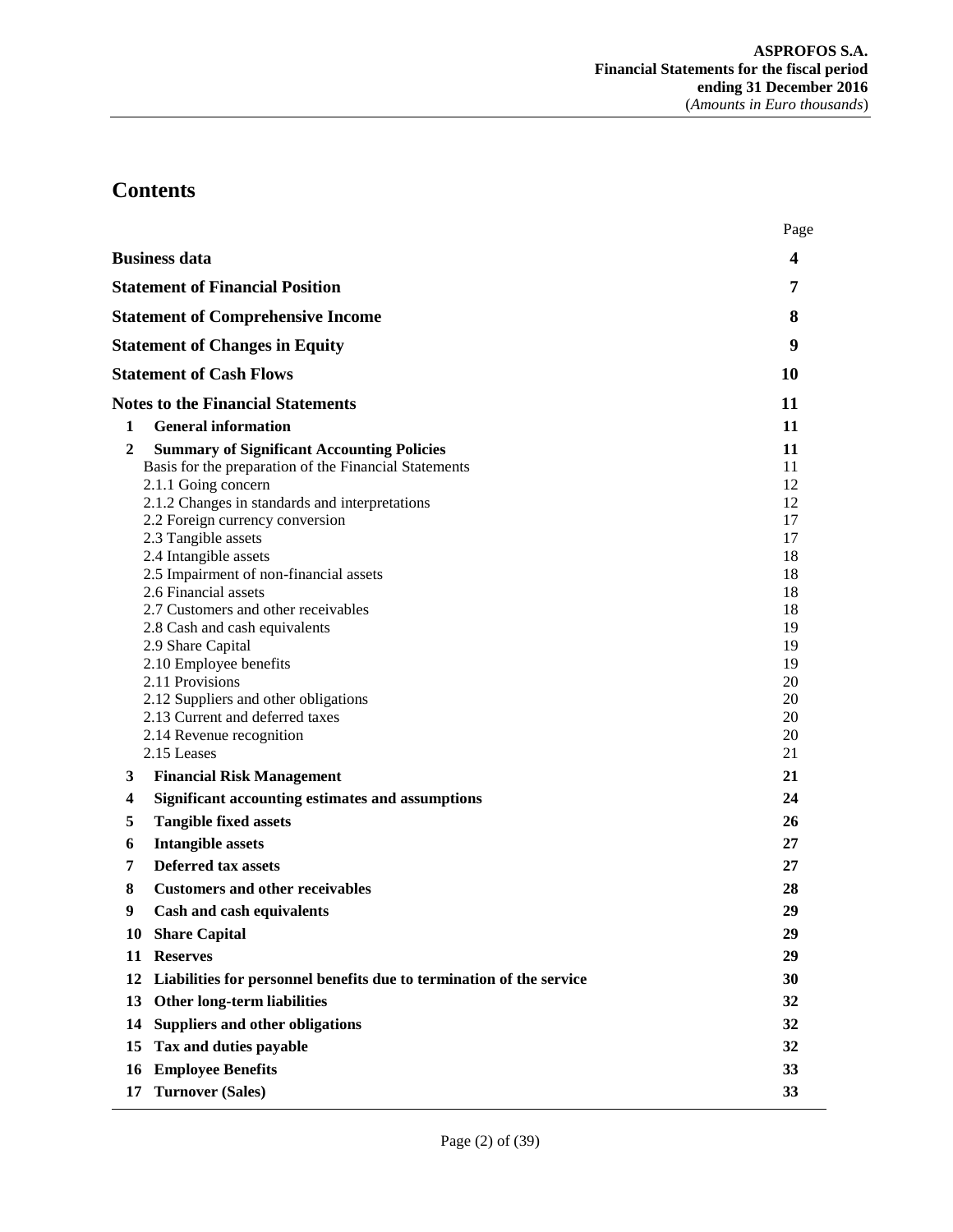# Contents

| | Page |
|---|---|
| **Business data** | **4** |
| **Statement of Financial Position** | **7** |
| **Statement of Comprehensive Income** | **8** |
| **Statement of Changes in Equity** | **9** |
| **Statement of Cash Flows** | **10** |
| **Notes to the Financial Statements** | **11** |
| **1 General information** | **11** |
| **2 Summary of Significant Accounting Policies** | **11** |
| Basis for the preparation of the Financial Statements | 11 |
| 2.1.1 Going concern | 12 |
| 2.1.2 Changes in standards and interpretations | 12 |
| 2.2 Foreign currency conversion | 17 |
| 2.3 Tangible assets | 17 |
| 2.4 Intangible assets | 18 |
| 2.5 Impairment of non-financial assets | 18 |
| 2.6 Financial assets | 18 |
| 2.7 Customers and other receivables | 18 |
| 2.8 Cash and cash equivalents | 19 |
| 2.9 Share Capital | 19 |
| 2.10 Employee benefits | 19 |
| 2.11 Provisions | 20 |
| 2.12 Suppliers and other obligations | 20 |
| 2.13 Current and deferred taxes | 20 |
| 2.14 Revenue recognition | 20 |
| 2.15 Leases | 21 |
| **3 Financial Risk Management** | **21** |
| **4 Significant accounting estimates and assumptions** | **24** |
| **5 Tangible fixed assets** | **26** |
| **6 Intangible assets** | **27** |
| **7 Deferred tax assets** | **27** |
| **8 Customers and other receivables** | **28** |
| **9 Cash and cash equivalents** | **29** |
| **10 Share Capital** | **29** |
| **11 Reserves** | **29** |
| **12 Liabilities for personnel benefits due to termination of the service** | **30** |
| **13 Other long-term liabilities** | **32** |
| **14 Suppliers and other obligations** | **32** |
| **15 Tax and duties payable** | **32** |
| **16 Employee Benefits** | **33** |
| **17 Turnover (Sales)** | **33** |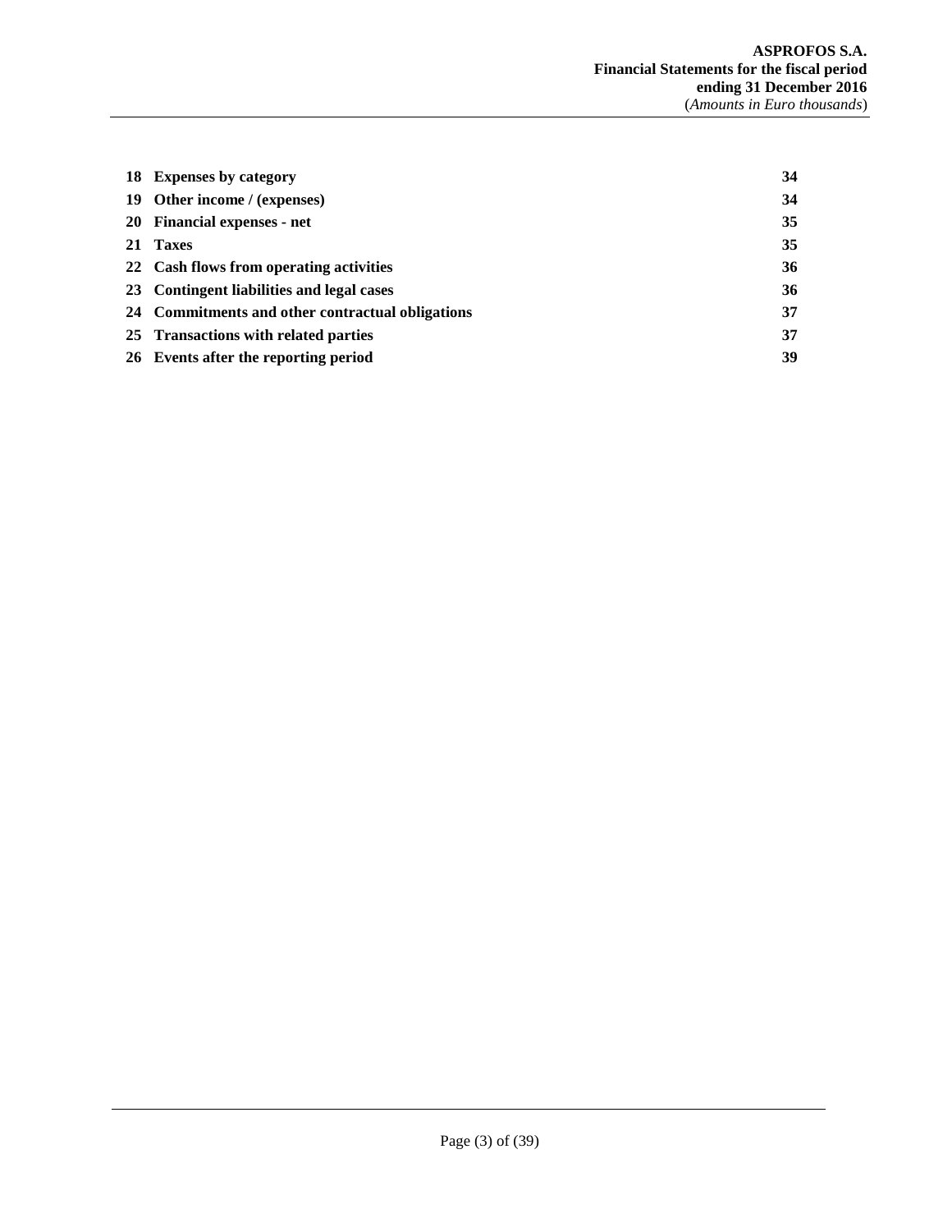| | | |
|---|---|---|
| **18** | **Expenses by category** | **34** |
| **19** | **Other income / (expenses)** | **34** |
| **20** | **Financial expenses - net** | **35** |
| **21** | **Taxes** | **35** |
| **22** | **Cash flows from operating activities** | **36** |
| **23** | **Contingent liabilities and legal cases** | **36** |
| **24** | **Commitments and other contractual obligations** | **37** |
| **25** | **Transactions with related parties** | **37** |
| **26** | **Events after the reporting period** | **39** |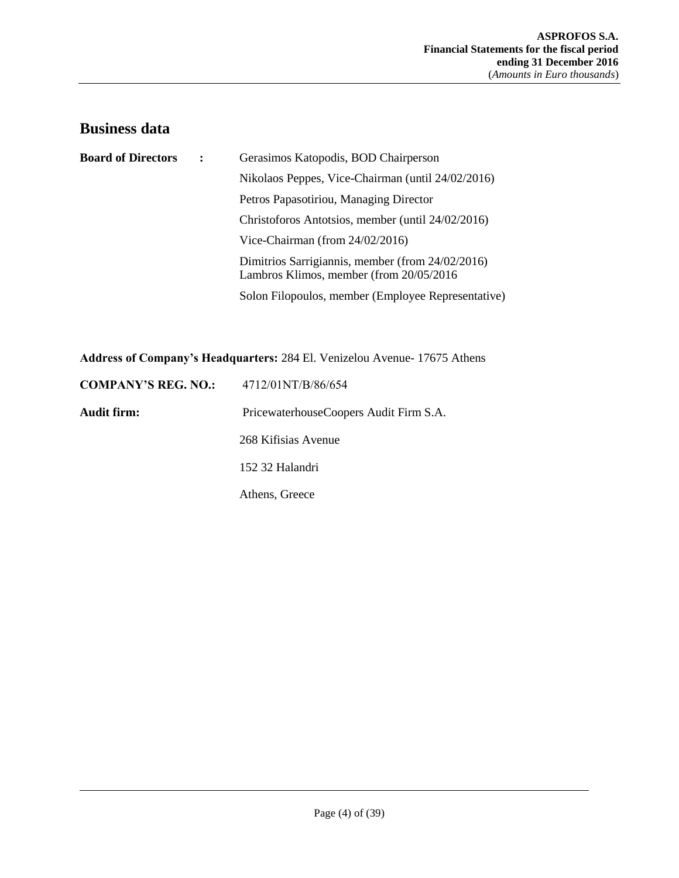## Business data

**Board of Directors :**

Gerasimos Katopodis, BOD Chairperson

Nikolaos Peppes, Vice-Chairman (until 24/02/2016)

Petros Papasotiriou, Managing Director

Christoforos Antotsios, member (until 24/02/2016)

Vice-Chairman (from 24/02/2016)

Dimitrios Sarrigiannis, member (from 24/02/2016)
Lambros Klimos, member (from 20/05/2016

Solon Filopoulos, member (Employee Representative)

**Address of Company's Headquarters:** 284 El. Venizelou Avenue- 17675 Athens

**COMPANY'S REG. NO.:** 4712/01NT/B/86/654

**Audit firm:** PricewaterhouseCoopers Audit Firm S.A.

268 Kifisias Avenue

152 32 Halandri

Athens, Greece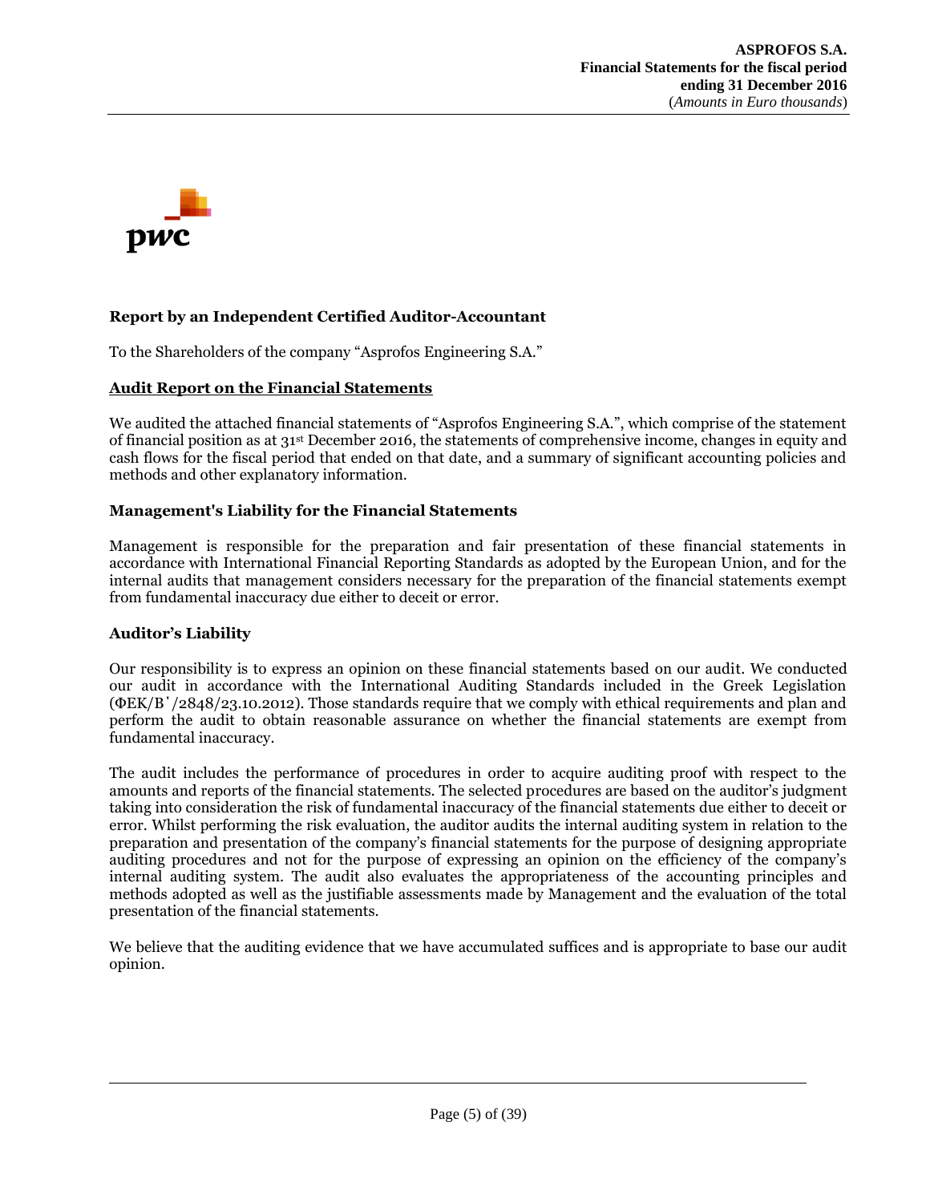## Report by an Independent Certified Auditor-Accountant

To the Shareholders of the company "Asprofos Engineering S.A."

### Audit Report on the Financial Statements

We audited the attached financial statements of "Asprofos Engineering S.A.", which comprise of the statement of financial position as at 31st December 2016, the statements of comprehensive income, changes in equity and cash flows for the fiscal period that ended on that date, and a summary of significant accounting policies and methods and other explanatory information.

### Management's Liability for the Financial Statements

Management is responsible for the preparation and fair presentation of these financial statements in accordance with International Financial Reporting Standards as adopted by the European Union, and for the internal audits that management considers necessary for the preparation of the financial statements exempt from fundamental inaccuracy due either to deceit or error.

### Auditor's Liability

Our responsibility is to express an opinion on these financial statements based on our audit. We conducted our audit in accordance with the International Auditing Standards included in the Greek Legislation (ΦΕΚ/Β΄/2848/23.10.2012). Those standards require that we comply with ethical requirements and plan and perform the audit to obtain reasonable assurance on whether the financial statements are exempt from fundamental inaccuracy.

The audit includes the performance of procedures in order to acquire auditing proof with respect to the amounts and reports of the financial statements. The selected procedures are based on the auditor's judgment taking into consideration the risk of fundamental inaccuracy of the financial statements due either to deceit or error. Whilst performing the risk evaluation, the auditor audits the internal auditing system in relation to the preparation and presentation of the company's financial statements for the purpose of designing appropriate auditing procedures and not for the purpose of expressing an opinion on the efficiency of the company's internal auditing system. The audit also evaluates the appropriateness of the accounting principles and methods adopted as well as the justifiable assessments made by Management and the evaluation of the total presentation of the financial statements.

We believe that the auditing evidence that we have accumulated suffices and is appropriate to base our audit opinion.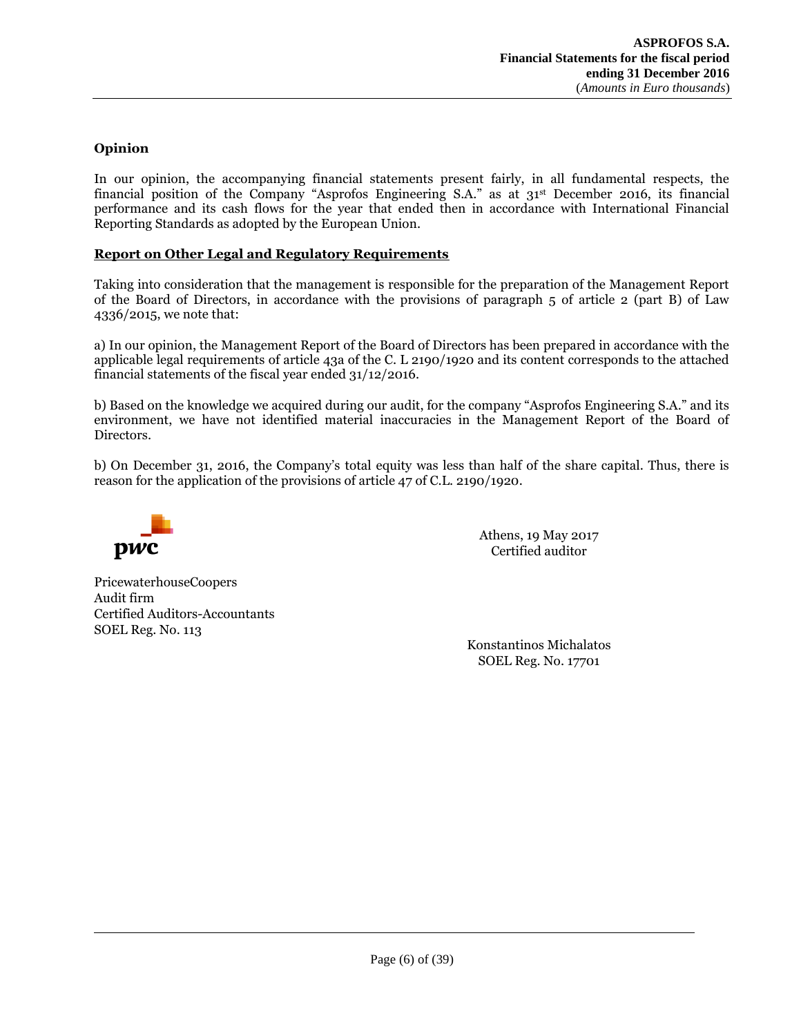**Opinion**

In our opinion, the accompanying financial statements present fairly, in all fundamental respects, the financial position of the Company "Asprofos Engineering S.A." as at 31st December 2016, its financial performance and its cash flows for the year that ended then in accordance with International Financial Reporting Standards as adopted by the European Union.

**Report on Other Legal and Regulatory Requirements**

Taking into consideration that the management is responsible for the preparation of the Management Report of the Board of Directors, in accordance with the provisions of paragraph 5 of article 2 (part B) of Law 4336/2015, we note that:

a) In our opinion, the Management Report of the Board of Directors has been prepared in accordance with the applicable legal requirements of article 43a of the C. L 2190/1920 and its content corresponds to the attached financial statements of the fiscal year ended 31/12/2016.

b) Based on the knowledge we acquired during our audit, for the company "Asprofos Engineering S.A." and its environment, we have not identified material inaccuracies in the Management Report of the Board of Directors.

b) On December 31, 2016, the Company's total equity was less than half of the share capital. Thus, there is reason for the application of the provisions of article 47 of C.L. 2190/1920.

pwc

Athens, 19 May 2017
Certified auditor

PricewaterhouseCoopers
Audit firm
Certified Auditors-Accountants
SOEL Reg. No. 113

Konstantinos Michalatos
SOEL Reg. No. 17701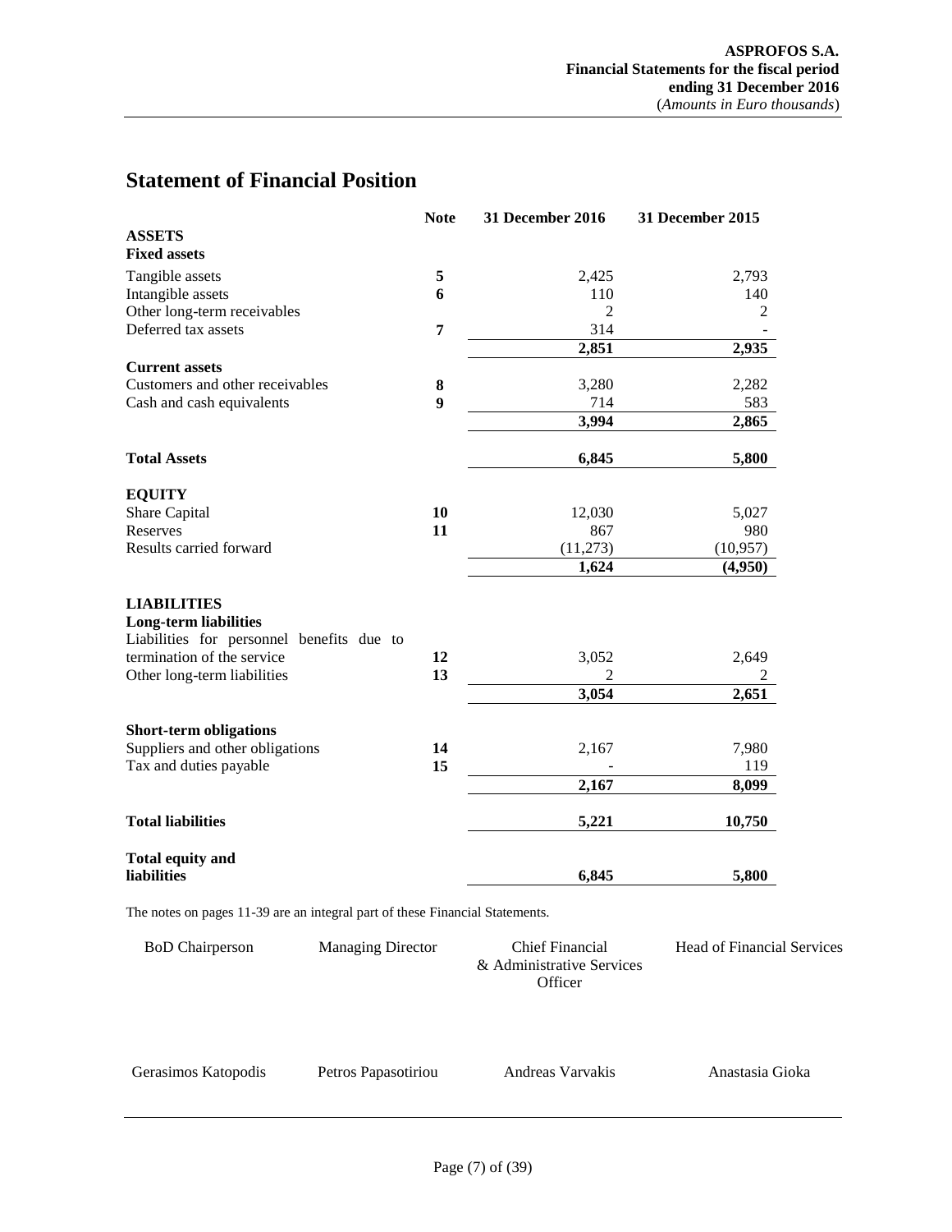# Statement of Financial Position

| | Note | 31 December 2016 | 31 December 2015 |
|---|---|---|---|
| **ASSETS** | | | |
| **Fixed assets** | | | |
| Tangible assets | **5** | 2,425 | 2,793 |
| Intangible assets | **6** | 110 | 140 |
| Other long-term receivables | | 2 | 2 |
| Deferred tax assets | **7** | 314 | - |
| | | **2,851** | **2,935** |
| **Current assets** | | | |
| Customers and other receivables | **8** | 3,280 | 2,282 |
| Cash and cash equivalents | **9** | 714 | 583 |
| | | **3,994** | **2,865** |
| **Total Assets** | | **6,845** | **5,800** |
| **EQUITY** | | | |
| Share Capital | **10** | 12,030 | 5,027 |
| Reserves | **11** | 867 | 980 |
| Results carried forward | | (11,273) | (10,957) |
| | | **1,624** | **(4,950)** |
| **LIABILITIES** | | | |
| **Long-term liabilities** | | | |
| Liabilities for personnel benefits due to termination of the service | **12** | 3,052 | 2,649 |
| Other long-term liabilities | **13** | 2 | 2 |
| | | **3,054** | **2,651** |
| **Short-term obligations** | | | |
| Suppliers and other obligations | **14** | 2,167 | 7,980 |
| Tax and duties payable | **15** | - | 119 |
| | | **2,167** | **8,099** |
| **Total liabilities** | | **5,221** | **10,750** |
| **Total equity and liabilities** | | **6,845** | **5,800** |

The notes on pages 11-39 are an integral part of these Financial Statements.

| BoD Chairperson | Managing Director | Chief Financial & Administrative Services Officer | Head of Financial Services |
|---|---|---|---|
| Gerasimos Katopodis | Petros Papasotiriou | Andreas Varvakis | Anastasia Gioka |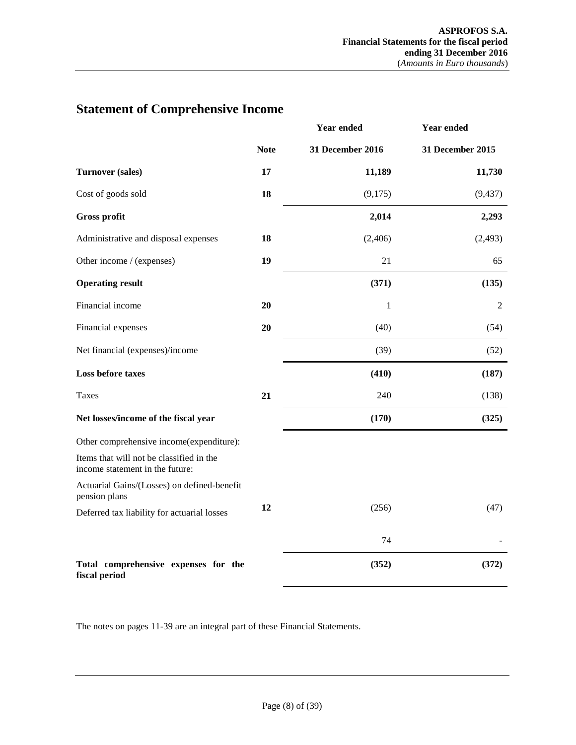## Statement of Comprehensive Income

| | Note | Year ended 31 December 2016 | Year ended 31 December 2015 |
|---|---|---|---|
| **Turnover (sales)** | **17** | **11,189** | **11,730** |
| Cost of goods sold | **18** | (9,175) | (9,437) |
| **Gross profit** | | **2,014** | **2,293** |
| Administrative and disposal expenses | **18** | (2,406) | (2,493) |
| Other income / (expenses) | **19** | 21 | 65 |
| **Operating result** | | **(371)** | **(135)** |
| Financial income | **20** | 1 | 2 |
| Financial expenses | **20** | (40) | (54) |
| Net financial (expenses)/income | | (39) | (52) |
| **Loss before taxes** | | **(410)** | **(187)** |
| Taxes | **21** | 240 | (138) |
| **Net losses/income of the fiscal year** | | **(170)** | **(325)** |
| Other comprehensive income(expenditure): | | | |
| Items that will not be classified in the income statement in the future: | | | |
| Actuarial Gains/(Losses) on defined-benefit pension plans | **12** | (256) | (47) |
| Deferred tax liability for actuarial losses | | 74 | - |
| **Total comprehensive expenses for the fiscal period** | | **(352)** | **(372)** |

The notes on pages 11-39 are an integral part of these Financial Statements.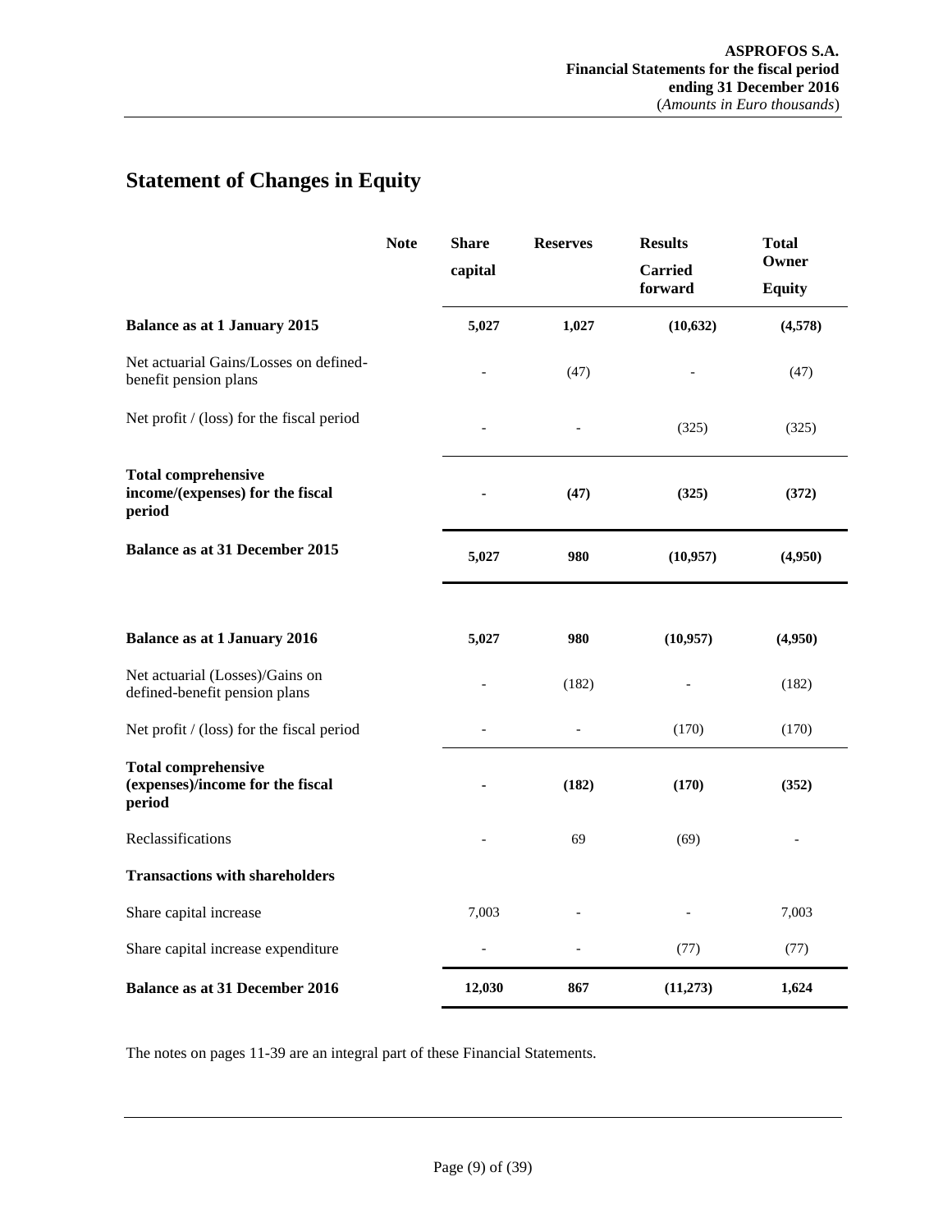# Statement of Changes in Equity

| | Note | Share capital | Reserves | Results Carried forward | Total Owner Equity |
|---|---|---|---|---|---|
| **Balance as at 1 January 2015** | | **5,027** | **1,027** | **(10,632)** | **(4,578)** |
| Net actuarial Gains/Losses on defined-benefit pension plans | | - | (47) | - | (47) |
| Net profit / (loss) for the fiscal period | | - | - | (325) | (325) |
| **Total comprehensive income/(expenses) for the fiscal period** | | **-** | **(47)** | **(325)** | **(372)** |
| **Balance as at 31 December 2015** | | **5,027** | **980** | **(10,957)** | **(4,950)** |
| | | | | | |
| **Balance as at 1 January 2016** | | **5,027** | **980** | **(10,957)** | **(4,950)** |
| Net actuarial (Losses)/Gains on defined-benefit pension plans | | - | (182) | - | (182) |
| Net profit / (loss) for the fiscal period | | - | - | (170) | (170) |
| **Total comprehensive (expenses)/income for the fiscal period** | | **-** | **(182)** | **(170)** | **(352)** |
| Reclassifications | | - | 69 | (69) | - |
| **Transactions with shareholders** | | | | | |
| Share capital increase | | 7,003 | - | - | 7,003 |
| Share capital increase expenditure | | - | - | (77) | (77) |
| **Balance as at 31 December 2016** | | **12,030** | **867** | **(11,273)** | **1,624** |

The notes on pages 11-39 are an integral part of these Financial Statements.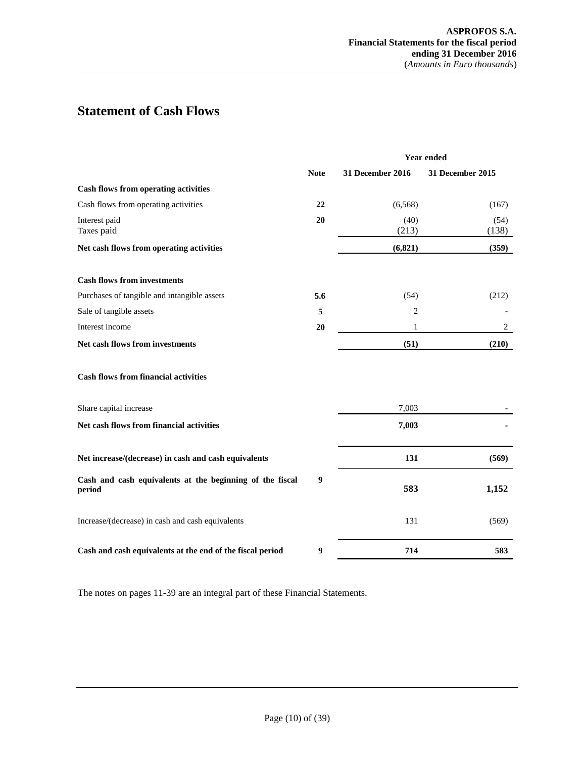## Statement of Cash Flows

| | Note | Year ended 31 December 2016 | 31 December 2015 |
|---|---|---|---|
| **Cash flows from operating activities** | | | |
| Cash flows from operating activities | **22** | (6,568) | (167) |
| Interest paid | **20** | (40) | (54) |
| Taxes paid | | (213) | (138) |
| **Net cash flows from operating activities** | | **(6,821)** | **(359)** |
| **Cash flows from investments** | | | |
| Purchases of tangible and intangible assets | **5.6** | (54) | (212) |
| Sale of tangible assets | **5** | 2 | - |
| Interest income | **20** | 1 | 2 |
| **Net cash flows from investments** | | **(51)** | **(210)** |
| **Cash flows from financial activities** | | | |
| Share capital increase | | 7,003 | - |
| **Net cash flows from financial activities** | | **7,003** | **-** |
| **Net increase/(decrease) in cash and cash equivalents** | | **131** | **(569)** |
| **Cash and cash equivalents at the beginning of the fiscal period** | **9** | **583** | **1,152** |
| Increase/(decrease) in cash and cash equivalents | | 131 | (569) |
| **Cash and cash equivalents at the end of the fiscal period** | **9** | **714** | **583** |

The notes on pages 11-39 are an integral part of these Financial Statements.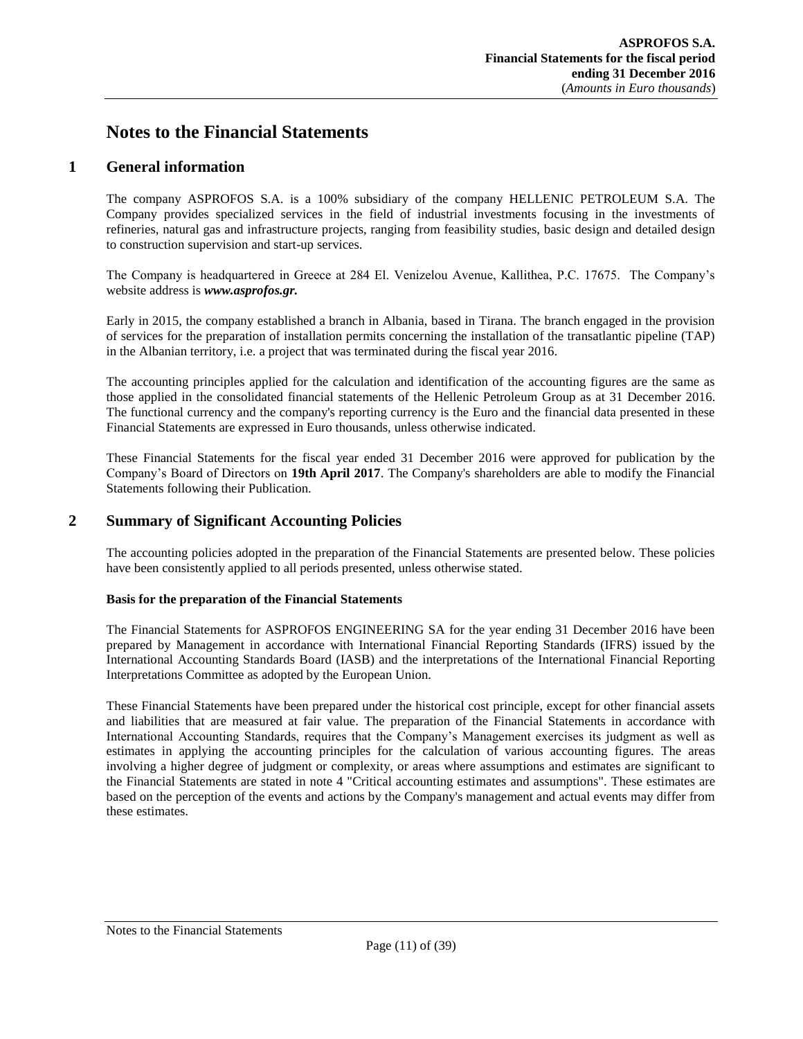# Notes to the Financial Statements

## 1 General information

The company ASPROFOS S.A. is a 100% subsidiary of the company HELLENIC PETROLEUM S.A. The Company provides specialized services in the field of industrial investments focusing in the investments of refineries, natural gas and infrastructure projects, ranging from feasibility studies, basic design and detailed design to construction supervision and start-up services.

The Company is headquartered in Greece at 284 El. Venizelou Avenue, Kallithea, P.C. 17675. The Company's website address is ***www.asprofos.gr.***

Early in 2015, the company established a branch in Albania, based in Tirana. The branch engaged in the provision of services for the preparation of installation permits concerning the installation of the transatlantic pipeline (TAP) in the Albanian territory, i.e. a project that was terminated during the fiscal year 2016.

The accounting principles applied for the calculation and identification of the accounting figures are the same as those applied in the consolidated financial statements of the Hellenic Petroleum Group as at 31 December 2016. The functional currency and the company's reporting currency is the Euro and the financial data presented in these Financial Statements are expressed in Euro thousands, unless otherwise indicated.

These Financial Statements for the fiscal year ended 31 December 2016 were approved for publication by the Company's Board of Directors on **19th April 2017**. The Company's shareholders are able to modify the Financial Statements following their Publication.

## 2 Summary of Significant Accounting Policies

The accounting policies adopted in the preparation of the Financial Statements are presented below. These policies have been consistently applied to all periods presented, unless otherwise stated.

**Basis for the preparation of the Financial Statements**

The Financial Statements for ASPROFOS ENGINEERING SA for the year ending 31 December 2016 have been prepared by Management in accordance with International Financial Reporting Standards (IFRS) issued by the International Accounting Standards Board (IASB) and the interpretations of the International Financial Reporting Interpretations Committee as adopted by the European Union.

These Financial Statements have been prepared under the historical cost principle, except for other financial assets and liabilities that are measured at fair value. The preparation of the Financial Statements in accordance with International Accounting Standards, requires that the Company's Management exercises its judgment as well as estimates in applying the accounting principles for the calculation of various accounting figures. The areas involving a higher degree of judgment or complexity, or areas where assumptions and estimates are significant to the Financial Statements are stated in note 4 "Critical accounting estimates and assumptions". These estimates are based on the perception of the events and actions by the Company's management and actual events may differ from these estimates.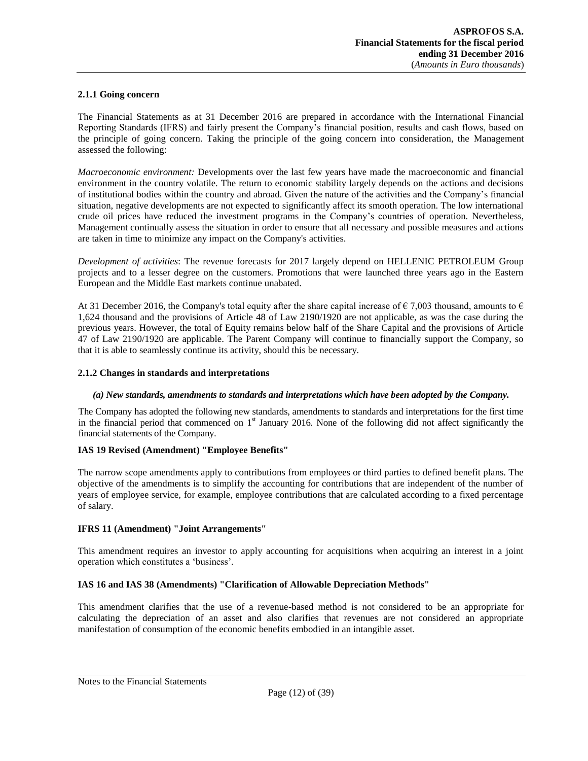### 2.1.1 Going concern

The Financial Statements as at 31 December 2016 are prepared in accordance with the International Financial Reporting Standards (IFRS) and fairly present the Company's financial position, results and cash flows, based on the principle of going concern. Taking the principle of the going concern into consideration, the Management assessed the following:

*Macroeconomic environment:* Developments over the last few years have made the macroeconomic and financial environment in the country volatile. The return to economic stability largely depends on the actions and decisions of institutional bodies within the country and abroad. Given the nature of the activities and the Company's financial situation, negative developments are not expected to significantly affect its smooth operation. The low international crude oil prices have reduced the investment programs in the Company's countries of operation. Nevertheless, Management continually assess the situation in order to ensure that all necessary and possible measures and actions are taken in time to minimize any impact on the Company's activities.

*Development of activities*: The revenue forecasts for 2017 largely depend on HELLENIC PETROLEUM Group projects and to a lesser degree on the customers. Promotions that were launched three years ago in the Eastern European and the Middle East markets continue unabated.

At 31 December 2016, the Company's total equity after the share capital increase of € 7,003 thousand, amounts to € 1,624 thousand and the provisions of Article 48 of Law 2190/1920 are not applicable, as was the case during the previous years. However, the total of Equity remains below half of the Share Capital and the provisions of Article 47 of Law 2190/1920 are applicable. The Parent Company will continue to financially support the Company, so that it is able to seamlessly continue its activity, should this be necessary.

### 2.1.2 Changes in standards and interpretations

***(a) New standards, amendments to standards and interpretations which have been adopted by the Company.***

The Company has adopted the following new standards, amendments to standards and interpretations for the first time in the financial period that commenced on 1st January 2016. None of the following did not affect significantly the financial statements of the Company.

**IAS 19 Revised (Amendment) "Employee Benefits"**

The narrow scope amendments apply to contributions from employees or third parties to defined benefit plans. The objective of the amendments is to simplify the accounting for contributions that are independent of the number of years of employee service, for example, employee contributions that are calculated according to a fixed percentage of salary.

**IFRS 11 (Amendment) "Joint Arrangements"**

This amendment requires an investor to apply accounting for acquisitions when acquiring an interest in a joint operation which constitutes a 'business'.

**IAS 16 and IAS 38 (Amendments) "Clarification of Allowable Depreciation Methods"**

This amendment clarifies that the use of a revenue-based method is not considered to be an appropriate for calculating the depreciation of an asset and also clarifies that revenues are not considered an appropriate manifestation of consumption of the economic benefits embodied in an intangible asset.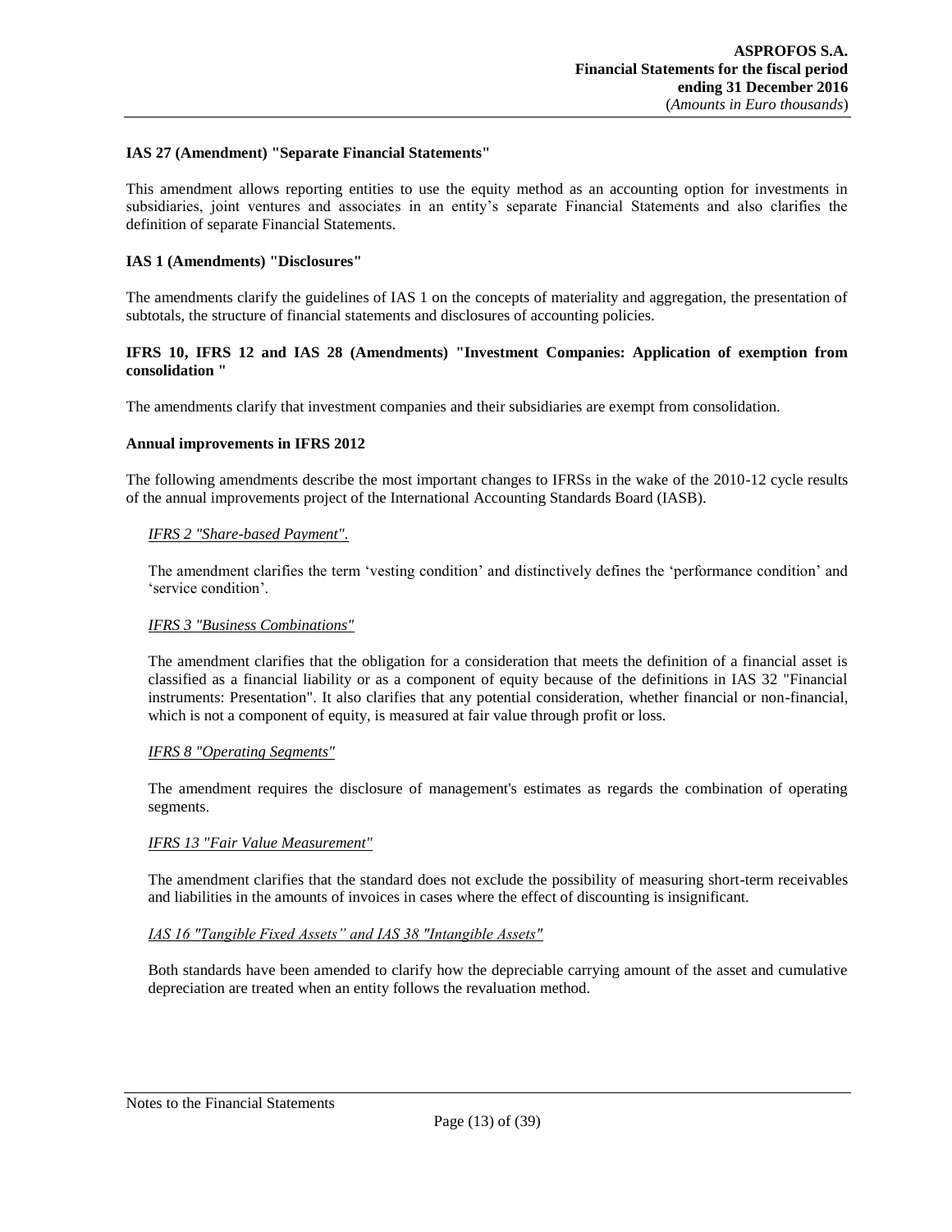**IAS 27 (Amendment) "Separate Financial Statements"**

This amendment allows reporting entities to use the equity method as an accounting option for investments in subsidiaries, joint ventures and associates in an entity's separate Financial Statements and also clarifies the definition of separate Financial Statements.

**IAS 1 (Amendments) "Disclosures"**

The amendments clarify the guidelines of IAS 1 on the concepts of materiality and aggregation, the presentation of subtotals, the structure of financial statements and disclosures of accounting policies.

**IFRS 10, IFRS 12 and IAS 28 (Amendments) "Investment Companies: Application of exemption from consolidation "**

The amendments clarify that investment companies and their subsidiaries are exempt from consolidation.

**Annual improvements in IFRS 2012**

The following amendments describe the most important changes to IFRSs in the wake of the 2010-12 cycle results of the annual improvements project of the International Accounting Standards Board (IASB).

*IFRS 2 "Share-based Payment".*

The amendment clarifies the term 'vesting condition' and distinctively defines the 'performance condition' and 'service condition'.

*IFRS 3 "Business Combinations"*

The amendment clarifies that the obligation for a consideration that meets the definition of a financial asset is classified as a financial liability or as a component of equity because of the definitions in IAS 32 "Financial instruments: Presentation". It also clarifies that any potential consideration, whether financial or non-financial, which is not a component of equity, is measured at fair value through profit or loss.

*IFRS 8 "Operating Segments"*

The amendment requires the disclosure of management's estimates as regards the combination of operating segments.

*IFRS 13 "Fair Value Measurement"*

The amendment clarifies that the standard does not exclude the possibility of measuring short-term receivables and liabilities in the amounts of invoices in cases where the effect of discounting is insignificant.

*IAS 16 "Tangible Fixed Assets" and IAS 38 "Intangible Assets"*

Both standards have been amended to clarify how the depreciable carrying amount of the asset and cumulative depreciation are treated when an entity follows the revaluation method.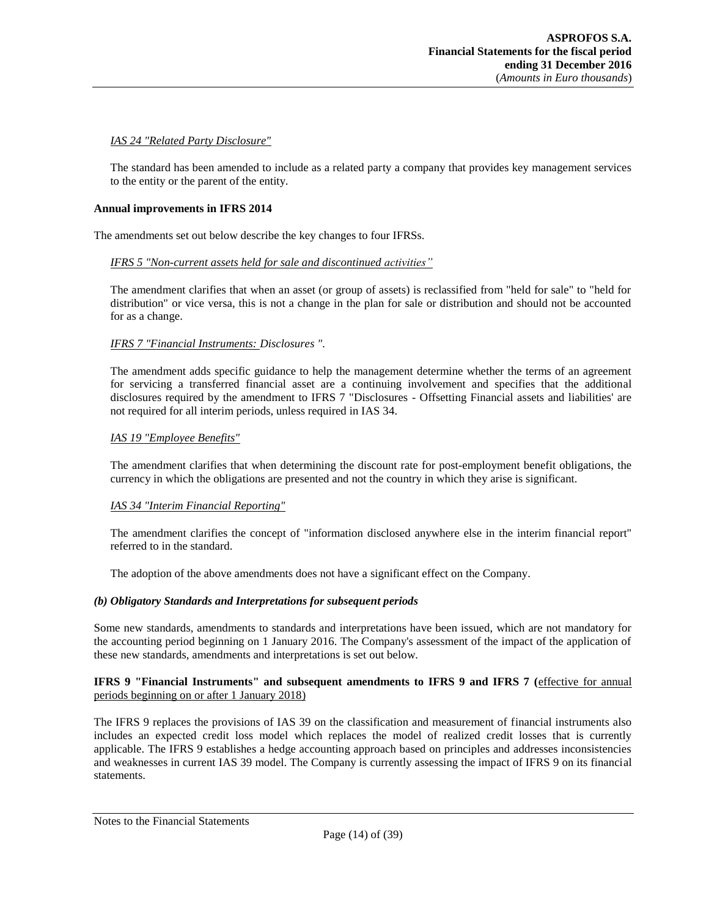*IAS 24 "Related Party Disclosure"*

The standard has been amended to include as a related party a company that provides key management services to the entity or the parent of the entity.

**Annual improvements in IFRS 2014**

The amendments set out below describe the key changes to four IFRSs.

*IFRS 5 "Non-current assets held for sale and discontinued activities"*

The amendment clarifies that when an asset (or group of assets) is reclassified from "held for sale" to "held for distribution" or vice versa, this is not a change in the plan for sale or distribution and should not be accounted for as a change.

*IFRS 7 "Financial Instruments: Disclosures ".*

The amendment adds specific guidance to help the management determine whether the terms of an agreement for servicing a transferred financial asset are a continuing involvement and specifies that the additional disclosures required by the amendment to IFRS 7 "Disclosures - Offsetting Financial assets and liabilities' are not required for all interim periods, unless required in IAS 34.

*IAS 19 "Employee Benefits"*

The amendment clarifies that when determining the discount rate for post-employment benefit obligations, the currency in which the obligations are presented and not the country in which they arise is significant.

*IAS 34 "Interim Financial Reporting"*

The amendment clarifies the concept of "information disclosed anywhere else in the interim financial report" referred to in the standard.

The adoption of the above amendments does not have a significant effect on the Company.

***(b) Obligatory Standards and Interpretations for subsequent periods***

Some new standards, amendments to standards and interpretations have been issued, which are not mandatory for the accounting period beginning on 1 January 2016. The Company's assessment of the impact of the application of these new standards, amendments and interpretations is set out below.

**IFRS 9 "Financial Instruments" and subsequent amendments to IFRS 9 and IFRS 7 (**effective for annual periods beginning on or after 1 January 2018)

The IFRS 9 replaces the provisions of IAS 39 on the classification and measurement of financial instruments also includes an expected credit loss model which replaces the model of realized credit losses that is currently applicable. The IFRS 9 establishes a hedge accounting approach based on principles and addresses inconsistencies and weaknesses in current IAS 39 model. The Company is currently assessing the impact of IFRS 9 on its financial statements.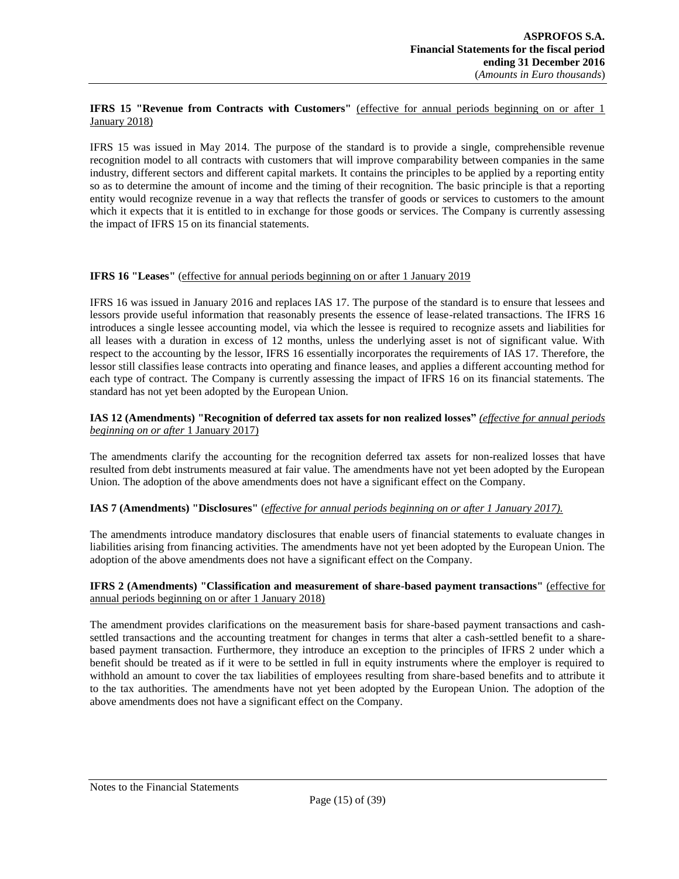**IFRS 15 "Revenue from Contracts with Customers"** (effective for annual periods beginning on or after 1 January 2018)

IFRS 15 was issued in May 2014. The purpose of the standard is to provide a single, comprehensible revenue recognition model to all contracts with customers that will improve comparability between companies in the same industry, different sectors and different capital markets. It contains the principles to be applied by a reporting entity so as to determine the amount of income and the timing of their recognition. The basic principle is that a reporting entity would recognize revenue in a way that reflects the transfer of goods or services to customers to the amount which it expects that it is entitled to in exchange for those goods or services. The Company is currently assessing the impact of IFRS 15 on its financial statements.

**IFRS 16 "Leases"** (effective for annual periods beginning on or after 1 January 2019

IFRS 16 was issued in January 2016 and replaces IAS 17. The purpose of the standard is to ensure that lessees and lessors provide useful information that reasonably presents the essence of lease-related transactions. The IFRS 16 introduces a single lessee accounting model, via which the lessee is required to recognize assets and liabilities for all leases with a duration in excess of 12 months, unless the underlying asset is not of significant value. With respect to the accounting by the lessor, IFRS 16 essentially incorporates the requirements of IAS 17. Therefore, the lessor still classifies lease contracts into operating and finance leases, and applies a different accounting method for each type of contract. The Company is currently assessing the impact of IFRS 16 on its financial statements. The standard has not yet been adopted by the European Union.

**IAS 12 (Amendments) "Recognition of deferred tax assets for non realized losses"** *(effective for annual periods beginning on or after* 1 January 2017)

The amendments clarify the accounting for the recognition deferred tax assets for non-realized losses that have resulted from debt instruments measured at fair value. The amendments have not yet been adopted by the European Union. The adoption of the above amendments does not have a significant effect on the Company.

**IAS 7 (Amendments) "Disclosures"** (*effective for annual periods beginning on or after 1 January 2017).*

The amendments introduce mandatory disclosures that enable users of financial statements to evaluate changes in liabilities arising from financing activities. The amendments have not yet been adopted by the European Union. The adoption of the above amendments does not have a significant effect on the Company.

**IFRS 2 (Amendments) "Classification and measurement of share-based payment transactions"** (effective for annual periods beginning on or after 1 January 2018)

The amendment provides clarifications on the measurement basis for share-based payment transactions and cash-settled transactions and the accounting treatment for changes in terms that alter a cash-settled benefit to a share-based payment transaction. Furthermore, they introduce an exception to the principles of IFRS 2 under which a benefit should be treated as if it were to be settled in full in equity instruments where the employer is required to withhold an amount to cover the tax liabilities of employees resulting from share-based benefits and to attribute it to the tax authorities. The amendments have not yet been adopted by the European Union. The adoption of the above amendments does not have a significant effect on the Company.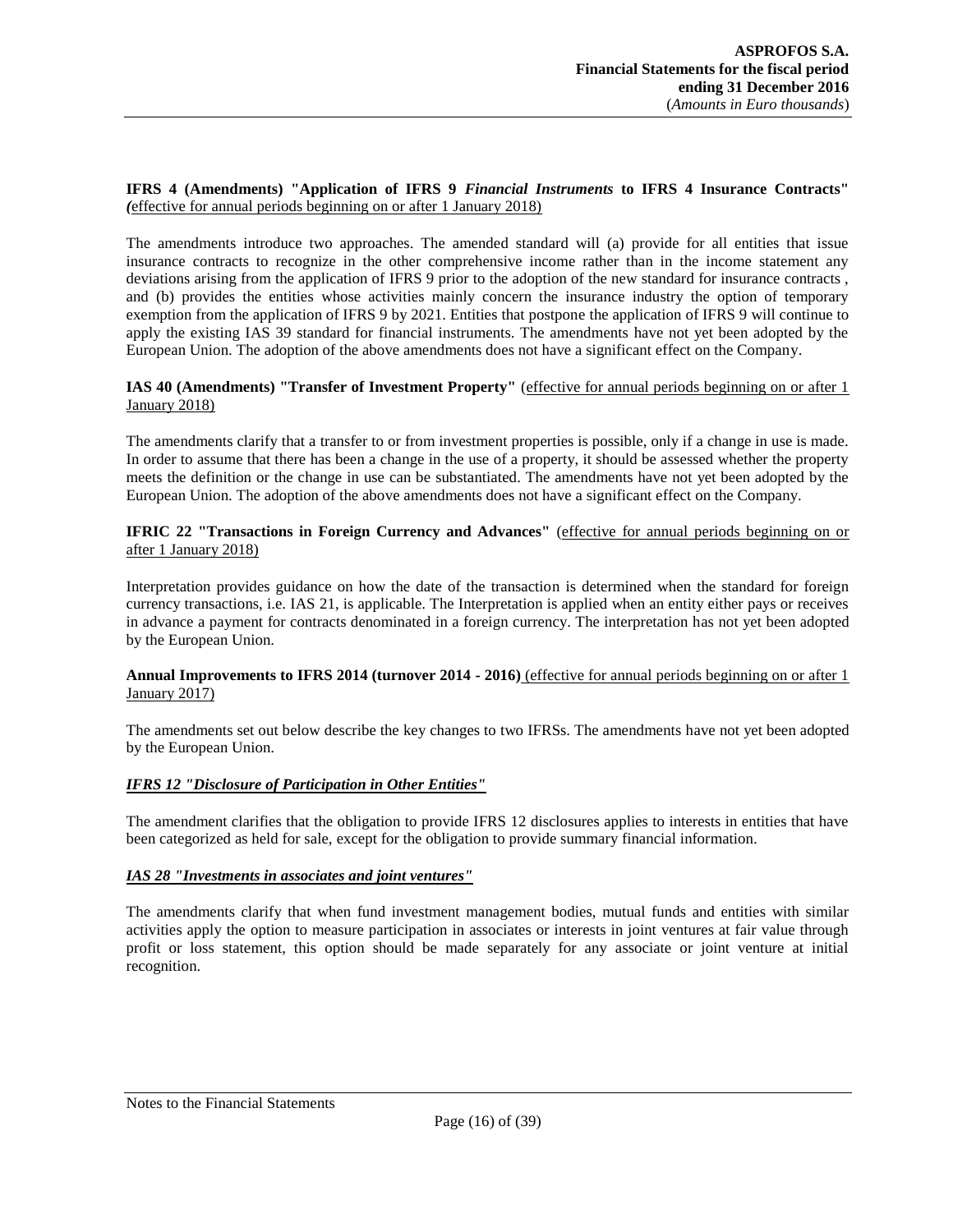**IFRS 4 (Amendments) "Application of IFRS 9 *Financial Instruments* to IFRS 4 Insurance Contracts"** *(*effective for annual periods beginning on or after 1 January 2018)

The amendments introduce two approaches. The amended standard will (a) provide for all entities that issue insurance contracts to recognize in the other comprehensive income rather than in the income statement any deviations arising from the application of IFRS 9 prior to the adoption of the new standard for insurance contracts , and (b) provides the entities whose activities mainly concern the insurance industry the option of temporary exemption from the application of IFRS 9 by 2021. Entities that postpone the application of IFRS 9 will continue to apply the existing IAS 39 standard for financial instruments. The amendments have not yet been adopted by the European Union. The adoption of the above amendments does not have a significant effect on the Company.

**IAS 40 (Amendments) "Transfer of Investment Property"** (effective for annual periods beginning on or after 1 January 2018)

The amendments clarify that a transfer to or from investment properties is possible, only if a change in use is made. In order to assume that there has been a change in the use of a property, it should be assessed whether the property meets the definition or the change in use can be substantiated. The amendments have not yet been adopted by the European Union. The adoption of the above amendments does not have a significant effect on the Company.

**IFRIC 22 "Transactions in Foreign Currency and Advances"** (effective for annual periods beginning on or after 1 January 2018)

Interpretation provides guidance on how the date of the transaction is determined when the standard for foreign currency transactions, i.e. IAS 21, is applicable. The Interpretation is applied when an entity either pays or receives in advance a payment for contracts denominated in a foreign currency. The interpretation has not yet been adopted by the European Union.

**Annual Improvements to IFRS 2014 (turnover 2014 - 2016)** (effective for annual periods beginning on or after 1 January 2017)

The amendments set out below describe the key changes to two IFRSs. The amendments have not yet been adopted by the European Union.

***IFRS 12 "Disclosure of Participation in Other Entities"***

The amendment clarifies that the obligation to provide IFRS 12 disclosures applies to interests in entities that have been categorized as held for sale, except for the obligation to provide summary financial information.

***IAS 28 "Investments in associates and joint ventures"***

The amendments clarify that when fund investment management bodies, mutual funds and entities with similar activities apply the option to measure participation in associates or interests in joint ventures at fair value through profit or loss statement, this option should be made separately for any associate or joint venture at initial recognition.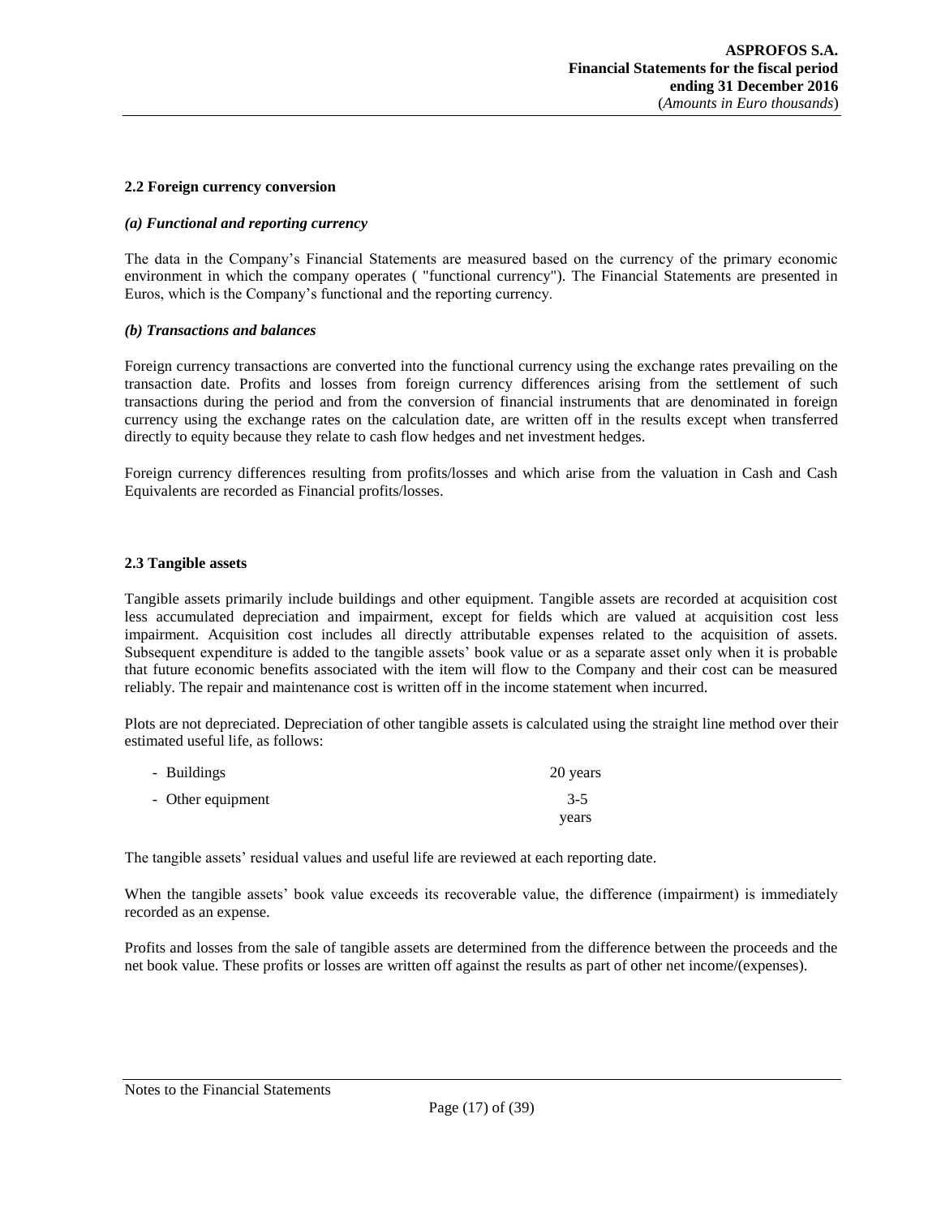### 2.2 Foreign currency conversion

#### *(a) Functional and reporting currency*

The data in the Company's Financial Statements are measured based on the currency of the primary economic environment in which the company operates ( "functional currency"). The Financial Statements are presented in Euros, which is the Company's functional and the reporting currency.

#### *(b) Transactions and balances*

Foreign currency transactions are converted into the functional currency using the exchange rates prevailing on the transaction date. Profits and losses from foreign currency differences arising from the settlement of such transactions during the period and from the conversion of financial instruments that are denominated in foreign currency using the exchange rates on the calculation date, are written off in the results except when transferred directly to equity because they relate to cash flow hedges and net investment hedges.

Foreign currency differences resulting from profits/losses and which arise from the valuation in Cash and Cash Equivalents are recorded as Financial profits/losses.

### 2.3 Tangible assets

Tangible assets primarily include buildings and other equipment. Tangible assets are recorded at acquisition cost less accumulated depreciation and impairment, except for fields which are valued at acquisition cost less impairment. Acquisition cost includes all directly attributable expenses related to the acquisition of assets. Subsequent expenditure is added to the tangible assets' book value or as a separate asset only when it is probable that future economic benefits associated with the item will flow to the Company and their cost can be measured reliably. The repair and maintenance cost is written off in the income statement when incurred.

Plots are not depreciated. Depreciation of other tangible assets is calculated using the straight line method over their estimated useful life, as follows:

| | |
|---|---|
| - Buildings | 20 years |
| - Other equipment | 3-5 years |

The tangible assets' residual values and useful life are reviewed at each reporting date.

When the tangible assets' book value exceeds its recoverable value, the difference (impairment) is immediately recorded as an expense.

Profits and losses from the sale of tangible assets are determined from the difference between the proceeds and the net book value. These profits or losses are written off against the results as part of other net income/(expenses).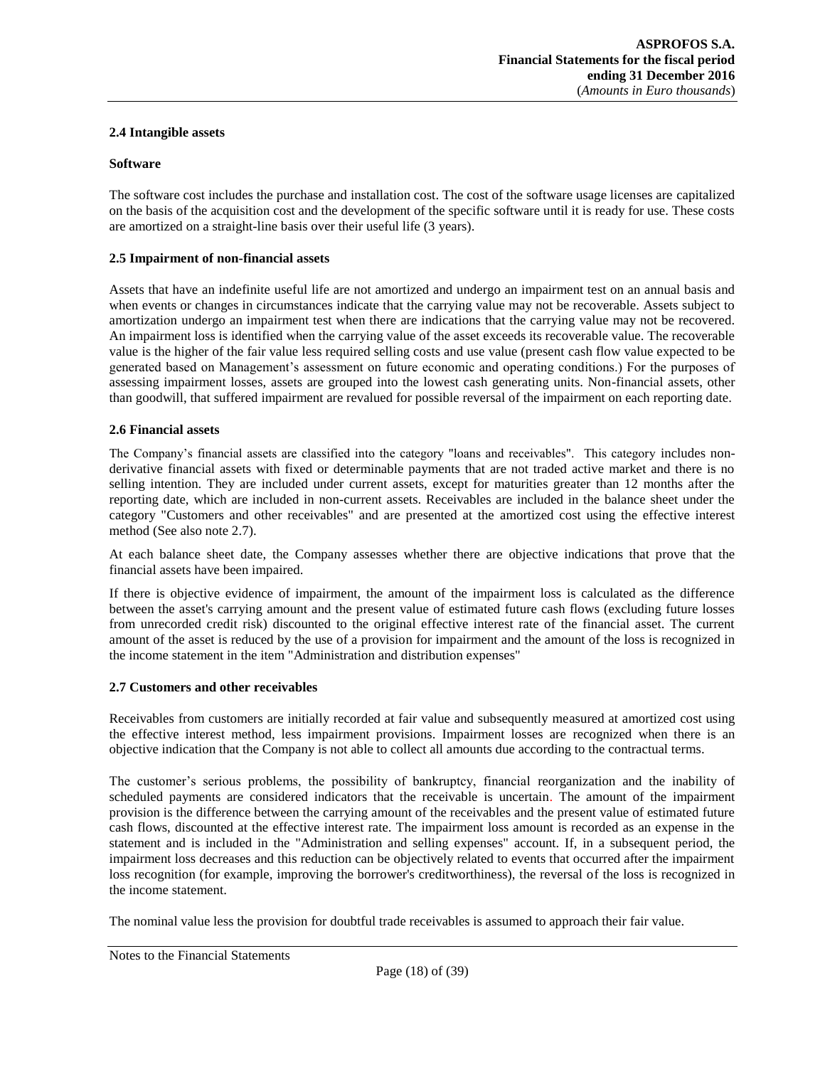### 2.4 Intangible assets

**Software**

The software cost includes the purchase and installation cost. The cost of the software usage licenses are capitalized on the basis of the acquisition cost and the development of the specific software until it is ready for use. These costs are amortized on a straight-line basis over their useful life (3 years).

### 2.5 Impairment of non-financial assets

Assets that have an indefinite useful life are not amortized and undergo an impairment test on an annual basis and when events or changes in circumstances indicate that the carrying value may not be recoverable. Assets subject to amortization undergo an impairment test when there are indications that the carrying value may not be recovered. An impairment loss is identified when the carrying value of the asset exceeds its recoverable value. The recoverable value is the higher of the fair value less required selling costs and use value (present cash flow value expected to be generated based on Management's assessment on future economic and operating conditions.) For the purposes of assessing impairment losses, assets are grouped into the lowest cash generating units. Non-financial assets, other than goodwill, that suffered impairment are revalued for possible reversal of the impairment on each reporting date.

### 2.6 Financial assets

The Company's financial assets are classified into the category "loans and receivables". This category includes non-derivative financial assets with fixed or determinable payments that are not traded active market and there is no selling intention. They are included under current assets, except for maturities greater than 12 months after the reporting date, which are included in non-current assets. Receivables are included in the balance sheet under the category "Customers and other receivables" and are presented at the amortized cost using the effective interest method (See also note 2.7).

At each balance sheet date, the Company assesses whether there are objective indications that prove that the financial assets have been impaired.

If there is objective evidence of impairment, the amount of the impairment loss is calculated as the difference between the asset's carrying amount and the present value of estimated future cash flows (excluding future losses from unrecorded credit risk) discounted to the original effective interest rate of the financial asset. The current amount of the asset is reduced by the use of a provision for impairment and the amount of the loss is recognized in the income statement in the item "Administration and distribution expenses"

### 2.7 Customers and other receivables

Receivables from customers are initially recorded at fair value and subsequently measured at amortized cost using the effective interest method, less impairment provisions. Impairment losses are recognized when there is an objective indication that the Company is not able to collect all amounts due according to the contractual terms.

The customer's serious problems, the possibility of bankruptcy, financial reorganization and the inability of scheduled payments are considered indicators that the receivable is uncertain. The amount of the impairment provision is the difference between the carrying amount of the receivables and the present value of estimated future cash flows, discounted at the effective interest rate. The impairment loss amount is recorded as an expense in the statement and is included in the "Administration and selling expenses" account. If, in a subsequent period, the impairment loss decreases and this reduction can be objectively related to events that occurred after the impairment loss recognition (for example, improving the borrower's creditworthiness), the reversal of the loss is recognized in the income statement.

The nominal value less the provision for doubtful trade receivables is assumed to approach their fair value.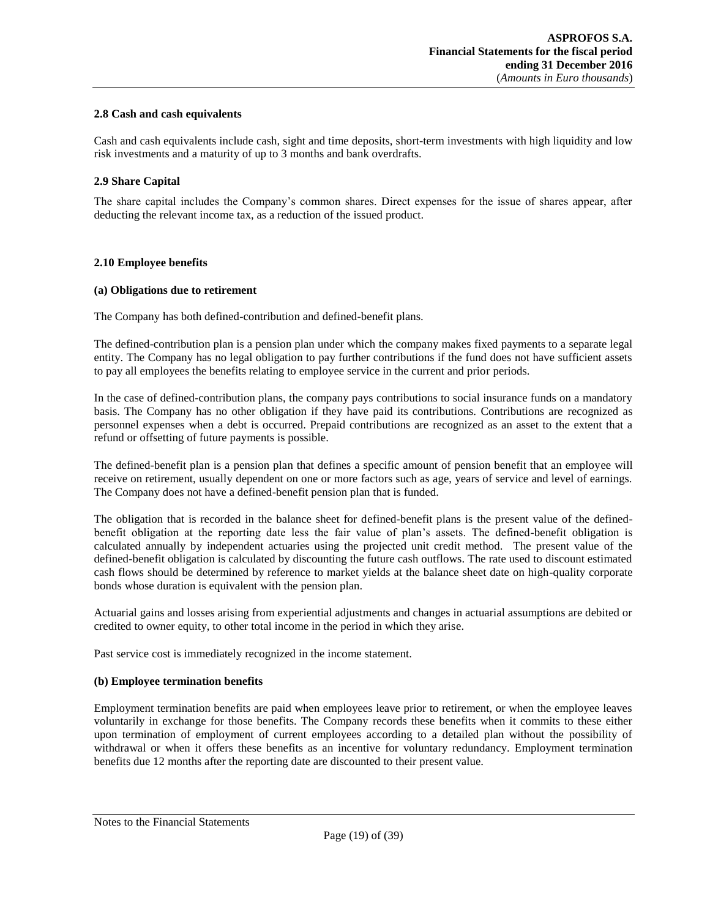### 2.8 Cash and cash equivalents

Cash and cash equivalents include cash, sight and time deposits, short-term investments with high liquidity and low risk investments and a maturity of up to 3 months and bank overdrafts.

### 2.9 Share Capital

The share capital includes the Company's common shares. Direct expenses for the issue of shares appear, after deducting the relevant income tax, as a reduction of the issued product.

### 2.10 Employee benefits

#### (a) Obligations due to retirement

The Company has both defined-contribution and defined-benefit plans.

The defined-contribution plan is a pension plan under which the company makes fixed payments to a separate legal entity. The Company has no legal obligation to pay further contributions if the fund does not have sufficient assets to pay all employees the benefits relating to employee service in the current and prior periods.

In the case of defined-contribution plans, the company pays contributions to social insurance funds on a mandatory basis. The Company has no other obligation if they have paid its contributions. Contributions are recognized as personnel expenses when a debt is occurred. Prepaid contributions are recognized as an asset to the extent that a refund or offsetting of future payments is possible.

The defined-benefit plan is a pension plan that defines a specific amount of pension benefit that an employee will receive on retirement, usually dependent on one or more factors such as age, years of service and level of earnings. The Company does not have a defined-benefit pension plan that is funded.

The obligation that is recorded in the balance sheet for defined-benefit plans is the present value of the defined-benefit obligation at the reporting date less the fair value of plan's assets. The defined-benefit obligation is calculated annually by independent actuaries using the projected unit credit method. The present value of the defined-benefit obligation is calculated by discounting the future cash outflows. The rate used to discount estimated cash flows should be determined by reference to market yields at the balance sheet date on high-quality corporate bonds whose duration is equivalent with the pension plan.

Actuarial gains and losses arising from experiential adjustments and changes in actuarial assumptions are debited or credited to owner equity, to other total income in the period in which they arise.

Past service cost is immediately recognized in the income statement.

#### (b) Employee termination benefits

Employment termination benefits are paid when employees leave prior to retirement, or when the employee leaves voluntarily in exchange for those benefits. The Company records these benefits when it commits to these either upon termination of employment of current employees according to a detailed plan without the possibility of withdrawal or when it offers these benefits as an incentive for voluntary redundancy. Employment termination benefits due 12 months after the reporting date are discounted to their present value.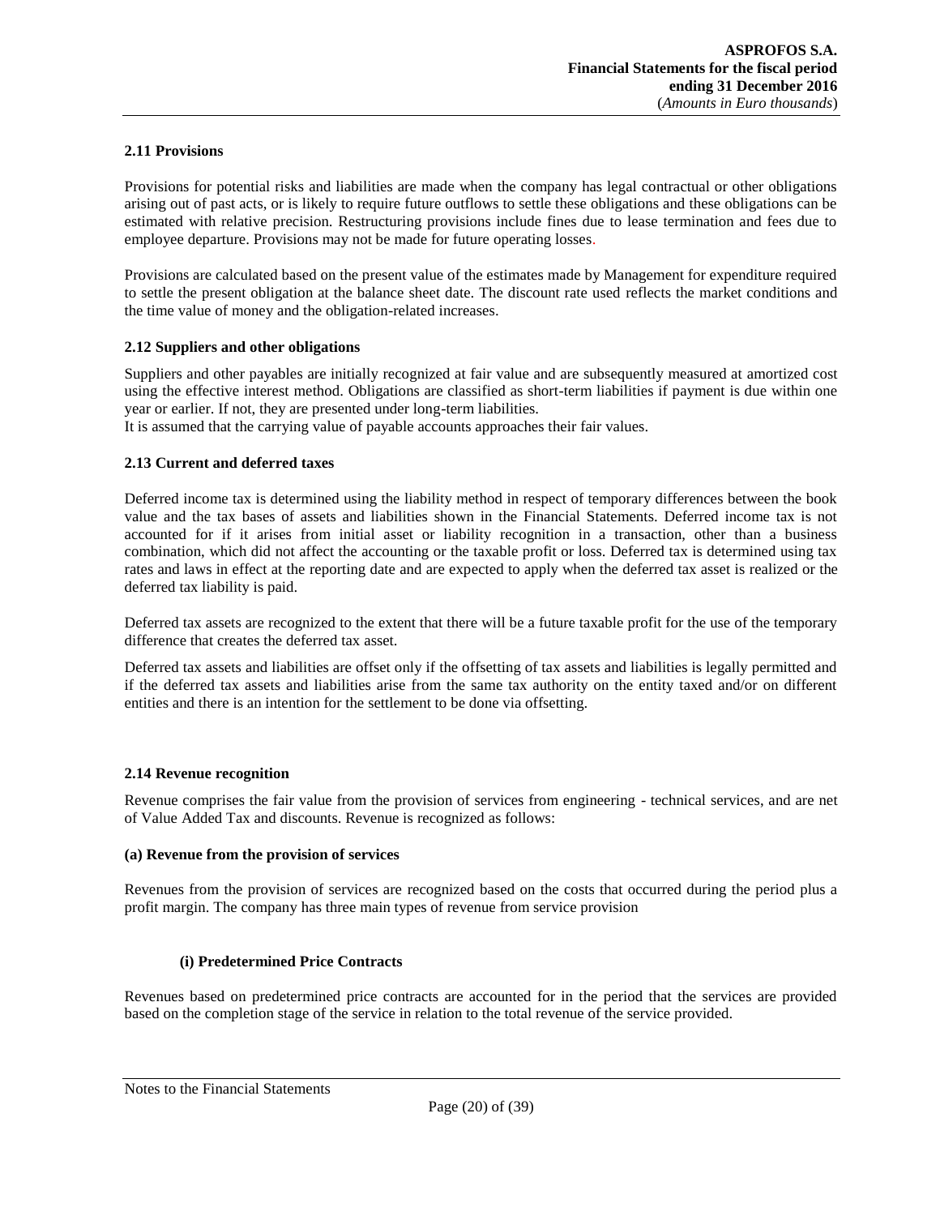### 2.11 Provisions

Provisions for potential risks and liabilities are made when the company has legal contractual or other obligations arising out of past acts, or is likely to require future outflows to settle these obligations and these obligations can be estimated with relative precision. Restructuring provisions include fines due to lease termination and fees due to employee departure. Provisions may not be made for future operating losses.

Provisions are calculated based on the present value of the estimates made by Management for expenditure required to settle the present obligation at the balance sheet date. The discount rate used reflects the market conditions and the time value of money and the obligation-related increases.

### 2.12 Suppliers and other obligations

Suppliers and other payables are initially recognized at fair value and are subsequently measured at amortized cost using the effective interest method. Obligations are classified as short-term liabilities if payment is due within one year or earlier. If not, they are presented under long-term liabilities.
It is assumed that the carrying value of payable accounts approaches their fair values.

### 2.13 Current and deferred taxes

Deferred income tax is determined using the liability method in respect of temporary differences between the book value and the tax bases of assets and liabilities shown in the Financial Statements. Deferred income tax is not accounted for if it arises from initial asset or liability recognition in a transaction, other than a business combination, which did not affect the accounting or the taxable profit or loss. Deferred tax is determined using tax rates and laws in effect at the reporting date and are expected to apply when the deferred tax asset is realized or the deferred tax liability is paid.

Deferred tax assets are recognized to the extent that there will be a future taxable profit for the use of the temporary difference that creates the deferred tax asset.

Deferred tax assets and liabilities are offset only if the offsetting of tax assets and liabilities is legally permitted and if the deferred tax assets and liabilities arise from the same tax authority on the entity taxed and/or on different entities and there is an intention for the settlement to be done via offsetting.

### 2.14 Revenue recognition

Revenue comprises the fair value from the provision of services from engineering - technical services, and are net of Value Added Tax and discounts. Revenue is recognized as follows:

**(a) Revenue from the provision of services**

Revenues from the provision of services are recognized based on the costs that occurred during the period plus a profit margin. The company has three main types of revenue from service provision

**(i) Predetermined Price Contracts**

Revenues based on predetermined price contracts are accounted for in the period that the services are provided based on the completion stage of the service in relation to the total revenue of the service provided.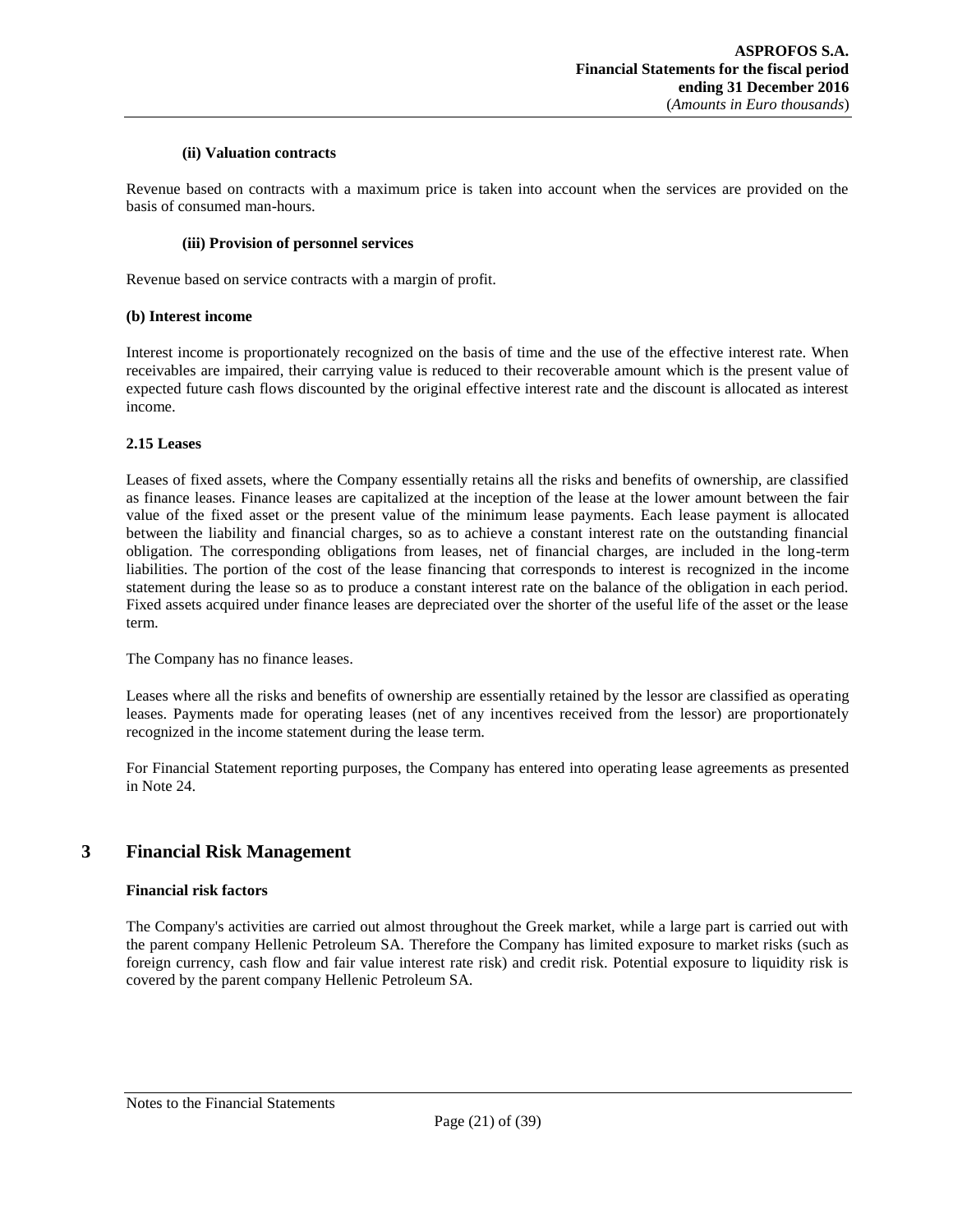**(ii) Valuation contracts**

Revenue based on contracts with a maximum price is taken into account when the services are provided on the basis of consumed man-hours.

**(iii) Provision of personnel services**

Revenue based on service contracts with a margin of profit.

**(b) Interest income**

Interest income is proportionately recognized on the basis of time and the use of the effective interest rate. When receivables are impaired, their carrying value is reduced to their recoverable amount which is the present value of expected future cash flows discounted by the original effective interest rate and the discount is allocated as interest income.

**2.15 Leases**

Leases of fixed assets, where the Company essentially retains all the risks and benefits of ownership, are classified as finance leases. Finance leases are capitalized at the inception of the lease at the lower amount between the fair value of the fixed asset or the present value of the minimum lease payments. Each lease payment is allocated between the liability and financial charges, so as to achieve a constant interest rate on the outstanding financial obligation. The corresponding obligations from leases, net of financial charges, are included in the long-term liabilities. The portion of the cost of the lease financing that corresponds to interest is recognized in the income statement during the lease so as to produce a constant interest rate on the balance of the obligation in each period. Fixed assets acquired under finance leases are depreciated over the shorter of the useful life of the asset or the lease term.

The Company has no finance leases.

Leases where all the risks and benefits of ownership are essentially retained by the lessor are classified as operating leases. Payments made for operating leases (net of any incentives received from the lessor) are proportionately recognized in the income statement during the lease term.

For Financial Statement reporting purposes, the Company has entered into operating lease agreements as presented in Note 24.

# 3 Financial Risk Management

**Financial risk factors**

The Company's activities are carried out almost throughout the Greek market, while a large part is carried out with the parent company Hellenic Petroleum SA. Therefore the Company has limited exposure to market risks (such as foreign currency, cash flow and fair value interest rate risk) and credit risk. Potential exposure to liquidity risk is covered by the parent company Hellenic Petroleum SA.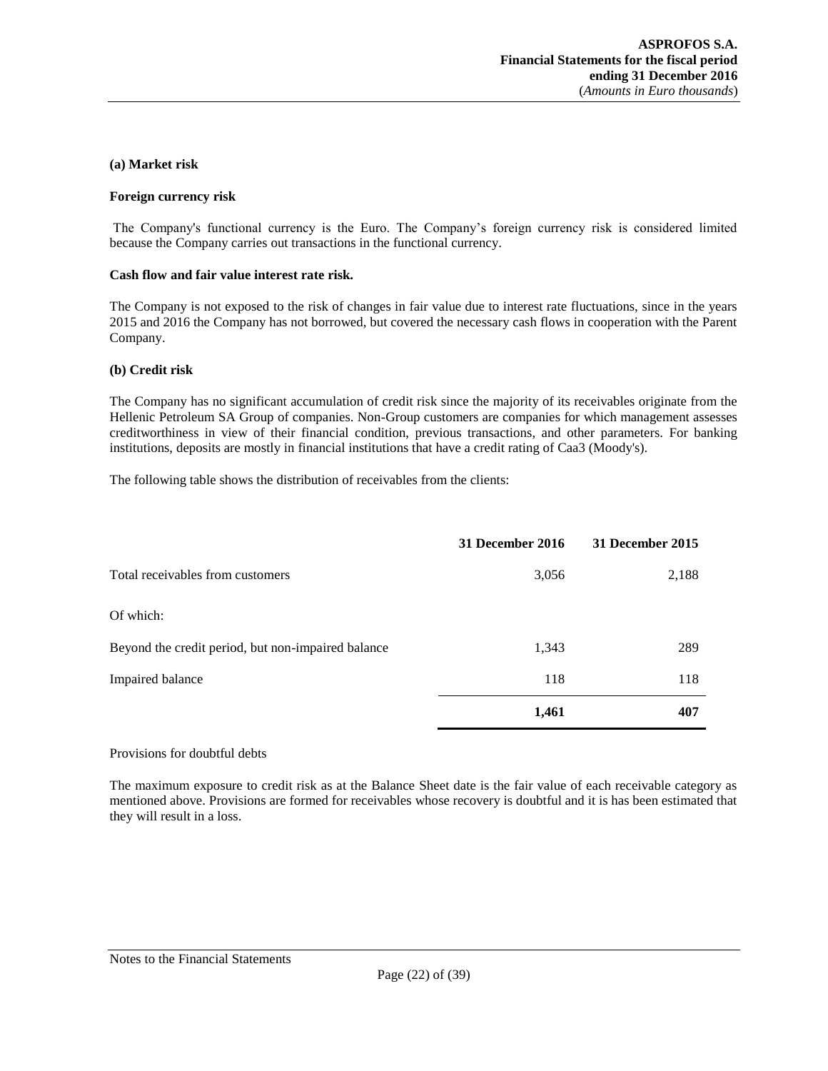**(a) Market risk**

**Foreign currency risk**

The Company's functional currency is the Euro. The Company's foreign currency risk is considered limited because the Company carries out transactions in the functional currency.

**Cash flow and fair value interest rate risk.**

The Company is not exposed to the risk of changes in fair value due to interest rate fluctuations, since in the years 2015 and 2016 the Company has not borrowed, but covered the necessary cash flows in cooperation with the Parent Company.

**(b) Credit risk**

The Company has no significant accumulation of credit risk since the majority of its receivables originate from the Hellenic Petroleum SA Group of companies. Non-Group customers are companies for which management assesses creditworthiness in view of their financial condition, previous transactions, and other parameters. For banking institutions, deposits are mostly in financial institutions that have a credit rating of Caa3 (Moody's).

The following table shows the distribution of receivables from the clients:

| | 31 December 2016 | 31 December 2015 |
|---|---|---|
| Total receivables from customers | 3,056 | 2,188 |
| Of which: | | |
| Beyond the credit period, but non-impaired balance | 1,343 | 289 |
| Impaired balance | 118 | 118 |
| | **1,461** | **407** |

Provisions for doubtful debts

The maximum exposure to credit risk as at the Balance Sheet date is the fair value of each receivable category as mentioned above. Provisions are formed for receivables whose recovery is doubtful and it is has been estimated that they will result in a loss.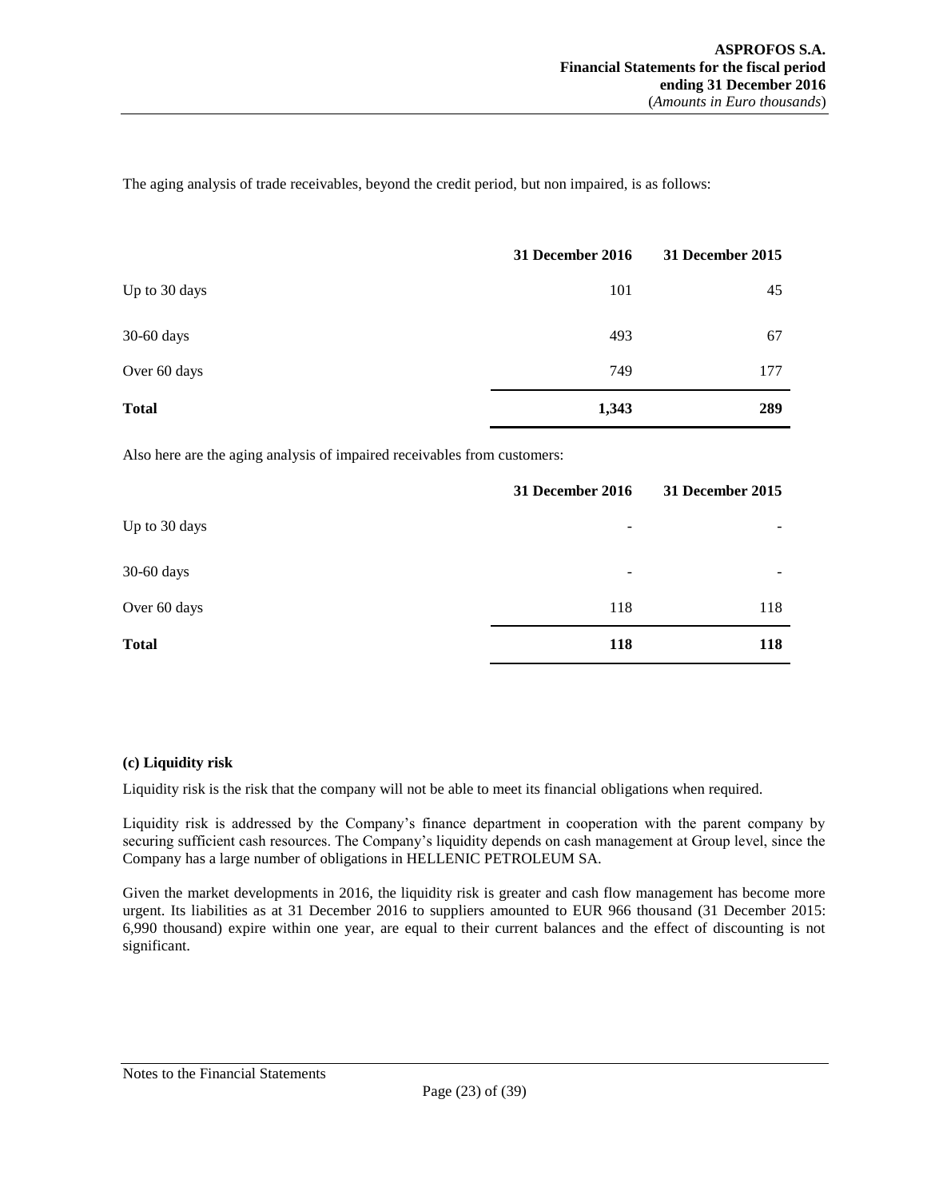The aging analysis of trade receivables, beyond the credit period, but non impaired, is as follows:

| | 31 December 2016 | 31 December 2015 |
|---|---|---|
| Up to 30 days | 101 | 45 |
| 30-60 days | 493 | 67 |
| Over 60 days | 749 | 177 |
| **Total** | **1,343** | **289** |

Also here are the aging analysis of impaired receivables from customers:

| | 31 December 2016 | 31 December 2015 |
|---|---|---|
| Up to 30 days | - | - |
| 30-60 days | - | - |
| Over 60 days | 118 | 118 |
| **Total** | **118** | **118** |

**(c) Liquidity risk**

Liquidity risk is the risk that the company will not be able to meet its financial obligations when required.

Liquidity risk is addressed by the Company's finance department in cooperation with the parent company by securing sufficient cash resources. The Company's liquidity depends on cash management at Group level, since the Company has a large number of obligations in HELLENIC PETROLEUM SA.

Given the market developments in 2016, the liquidity risk is greater and cash flow management has become more urgent. Its liabilities as at 31 December 2016 to suppliers amounted to EUR 966 thousand (31 December 2015: 6,990 thousand) expire within one year, are equal to their current balances and the effect of discounting is not significant.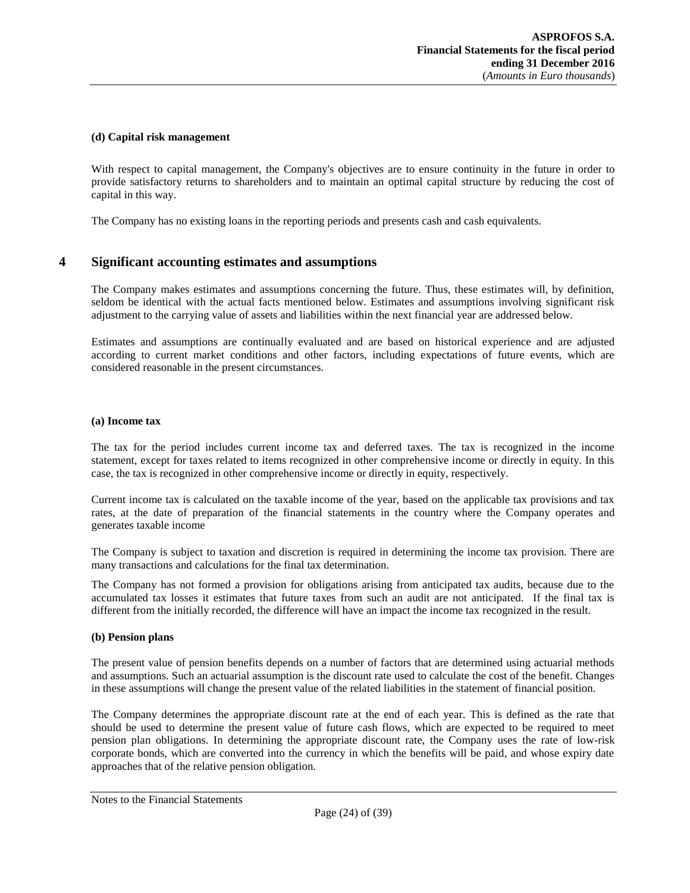**(d) Capital risk management**

With respect to capital management, the Company's objectives are to ensure continuity in the future in order to provide satisfactory returns to shareholders and to maintain an optimal capital structure by reducing the cost of capital in this way.

The Company has no existing loans in the reporting periods and presents cash and cash equivalents.

## 4 Significant accounting estimates and assumptions

The Company makes estimates and assumptions concerning the future. Thus, these estimates will, by definition, seldom be identical with the actual facts mentioned below. Estimates and assumptions involving significant risk adjustment to the carrying value of assets and liabilities within the next financial year are addressed below.

Estimates and assumptions are continually evaluated and are based on historical experience and are adjusted according to current market conditions and other factors, including expectations of future events, which are considered reasonable in the present circumstances.

**(a) Income tax**

The tax for the period includes current income tax and deferred taxes. The tax is recognized in the income statement, except for taxes related to items recognized in other comprehensive income or directly in equity. In this case, the tax is recognized in other comprehensive income or directly in equity, respectively.

Current income tax is calculated on the taxable income of the year, based on the applicable tax provisions and tax rates, at the date of preparation of the financial statements in the country where the Company operates and generates taxable income

The Company is subject to taxation and discretion is required in determining the income tax provision. There are many transactions and calculations for the final tax determination.

The Company has not formed a provision for obligations arising from anticipated tax audits, because due to the accumulated tax losses it estimates that future taxes from such an audit are not anticipated. If the final tax is different from the initially recorded, the difference will have an impact the income tax recognized in the result.

**(b) Pension plans**

The present value of pension benefits depends on a number of factors that are determined using actuarial methods and assumptions. Such an actuarial assumption is the discount rate used to calculate the cost of the benefit. Changes in these assumptions will change the present value of the related liabilities in the statement of financial position.

The Company determines the appropriate discount rate at the end of each year. This is defined as the rate that should be used to determine the present value of future cash flows, which are expected to be required to meet pension plan obligations. In determining the appropriate discount rate, the Company uses the rate of low-risk corporate bonds, which are converted into the currency in which the benefits will be paid, and whose expiry date approaches that of the relative pension obligation.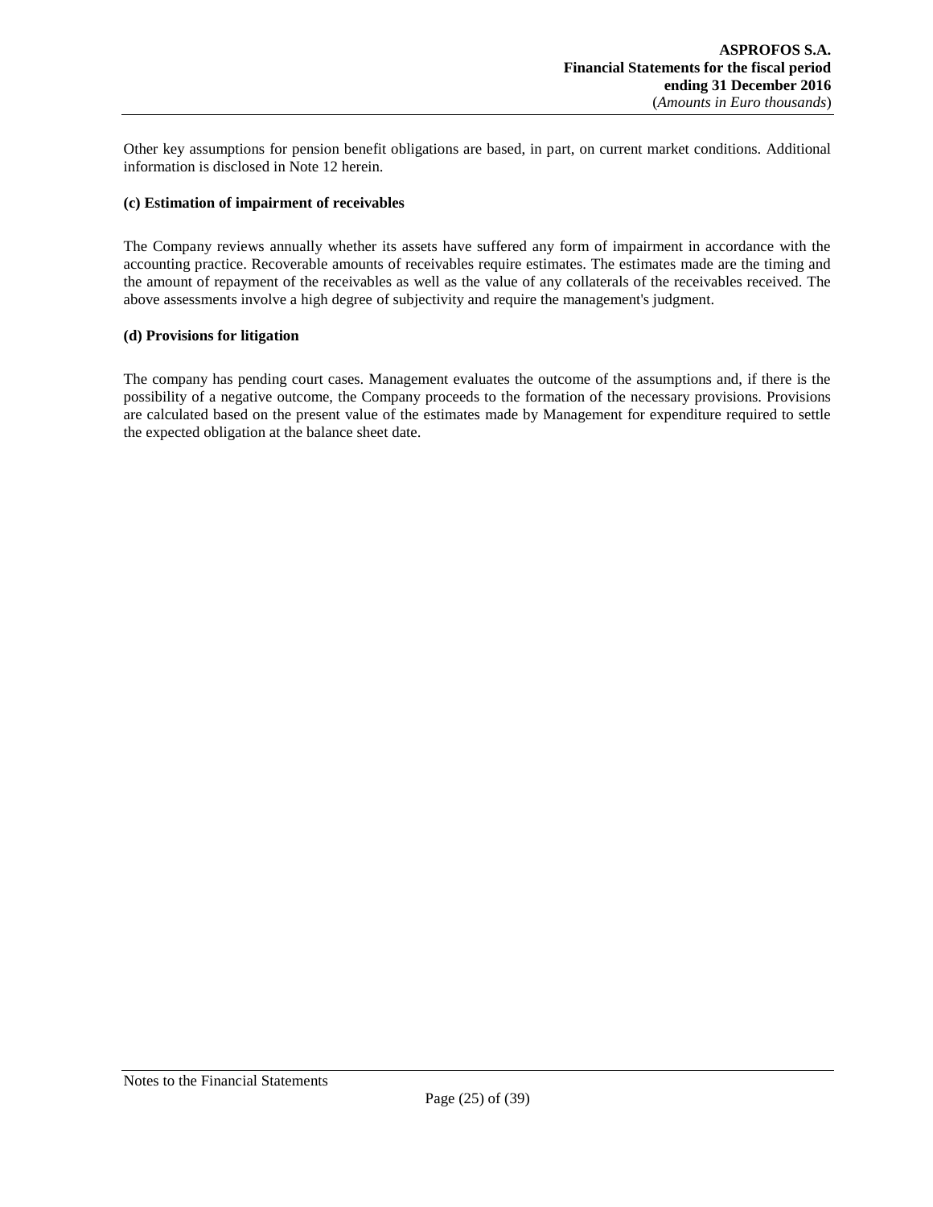Other key assumptions for pension benefit obligations are based, in part, on current market conditions. Additional information is disclosed in Note 12 herein.

**(c) Estimation of impairment of receivables**

The Company reviews annually whether its assets have suffered any form of impairment in accordance with the accounting practice. Recoverable amounts of receivables require estimates. The estimates made are the timing and the amount of repayment of the receivables as well as the value of any collaterals of the receivables received. The above assessments involve a high degree of subjectivity and require the management's judgment.

**(d) Provisions for litigation**

The company has pending court cases. Management evaluates the outcome of the assumptions and, if there is the possibility of a negative outcome, the Company proceeds to the formation of the necessary provisions. Provisions are calculated based on the present value of the estimates made by Management for expenditure required to settle the expected obligation at the balance sheet date.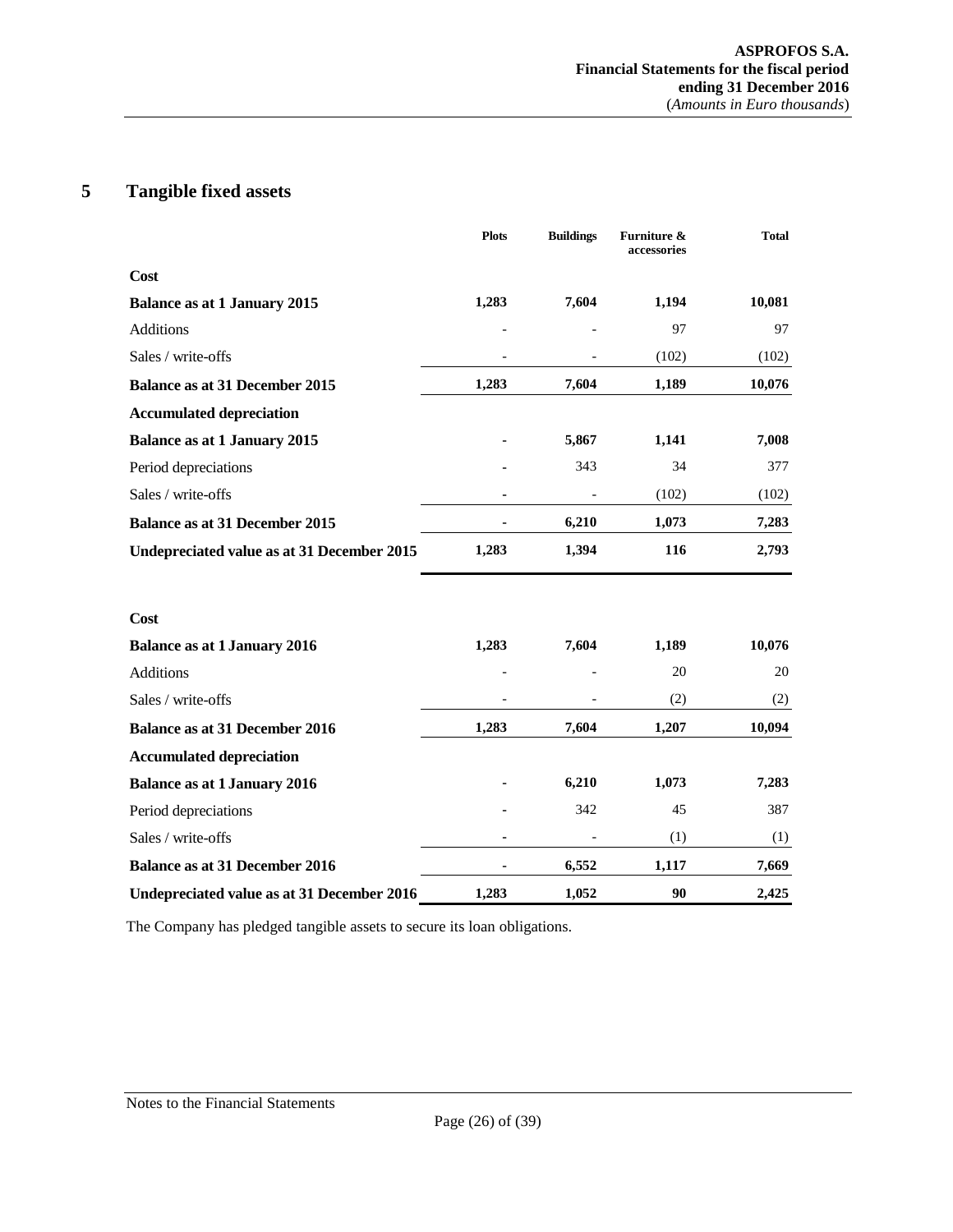## 5 Tangible fixed assets

| | Plots | Buildings | Furniture & accessories | Total |
|---|---|---|---|---|
| **Cost** | | | | |
| **Balance as at 1 January 2015** | **1,283** | **7,604** | **1,194** | **10,081** |
| Additions | - | - | 97 | 97 |
| Sales / write-offs | - | - | (102) | (102) |
| **Balance as at 31 December 2015** | **1,283** | **7,604** | **1,189** | **10,076** |
| **Accumulated depreciation** | | | | |
| **Balance as at 1 January 2015** | **-** | **5,867** | **1,141** | **7,008** |
| Period depreciations | - | 343 | 34 | 377 |
| Sales / write-offs | - | - | (102) | (102) |
| **Balance as at 31 December 2015** | **-** | **6,210** | **1,073** | **7,283** |
| **Undepreciated value as at 31 December 2015** | **1,283** | **1,394** | **116** | **2,793** |
| | | | | |
| **Cost** | | | | |
| **Balance as at 1 January 2016** | **1,283** | **7,604** | **1,189** | **10,076** |
| Additions | - | - | 20 | 20 |
| Sales / write-offs | - | - | (2) | (2) |
| **Balance as at 31 December 2016** | **1,283** | **7,604** | **1,207** | **10,094** |
| **Accumulated depreciation** | | | | |
| **Balance as at 1 January 2016** | **-** | **6,210** | **1,073** | **7,283** |
| Period depreciations | - | 342 | 45 | 387 |
| Sales / write-offs | - | - | (1) | (1) |
| **Balance as at 31 December 2016** | **-** | **6,552** | **1,117** | **7,669** |
| **Undepreciated value as at 31 December 2016** | **1,283** | **1,052** | **90** | **2,425** |

The Company has pledged tangible assets to secure its loan obligations.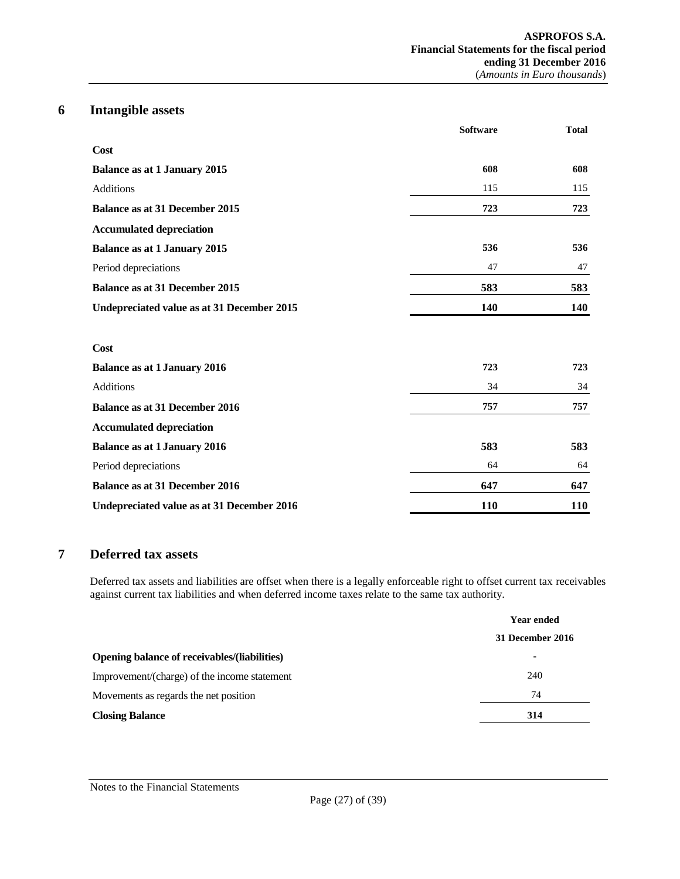## 6 Intangible assets

| | Software | Total |
|---|---|---|
| **Cost** | | |
| **Balance as at 1 January 2015** | **608** | **608** |
| Additions | 115 | 115 |
| **Balance as at 31 December 2015** | **723** | **723** |
| **Accumulated depreciation** | | |
| **Balance as at 1 January 2015** | **536** | **536** |
| Period depreciations | 47 | 47 |
| **Balance as at 31 December 2015** | **583** | **583** |
| **Undepreciated value as at 31 December 2015** | **140** | **140** |
| | | |
| **Cost** | | |
| **Balance as at 1 January 2016** | **723** | **723** |
| Additions | 34 | 34 |
| **Balance as at 31 December 2016** | **757** | **757** |
| **Accumulated depreciation** | | |
| **Balance as at 1 January 2016** | **583** | **583** |
| Period depreciations | 64 | 64 |
| **Balance as at 31 December 2016** | **647** | **647** |
| **Undepreciated value as at 31 December 2016** | **110** | **110** |

## 7 Deferred tax assets

Deferred tax assets and liabilities are offset when there is a legally enforceable right to offset current tax receivables against current tax liabilities and when deferred income taxes relate to the same tax authority.

| | Year ended 31 December 2016 |
|---|---|
| **Opening balance of receivables/(liabilities)** | - |
| Improvement/(charge) of the income statement | 240 |
| Movements as regards the net position | 74 |
| **Closing Balance** | **314** |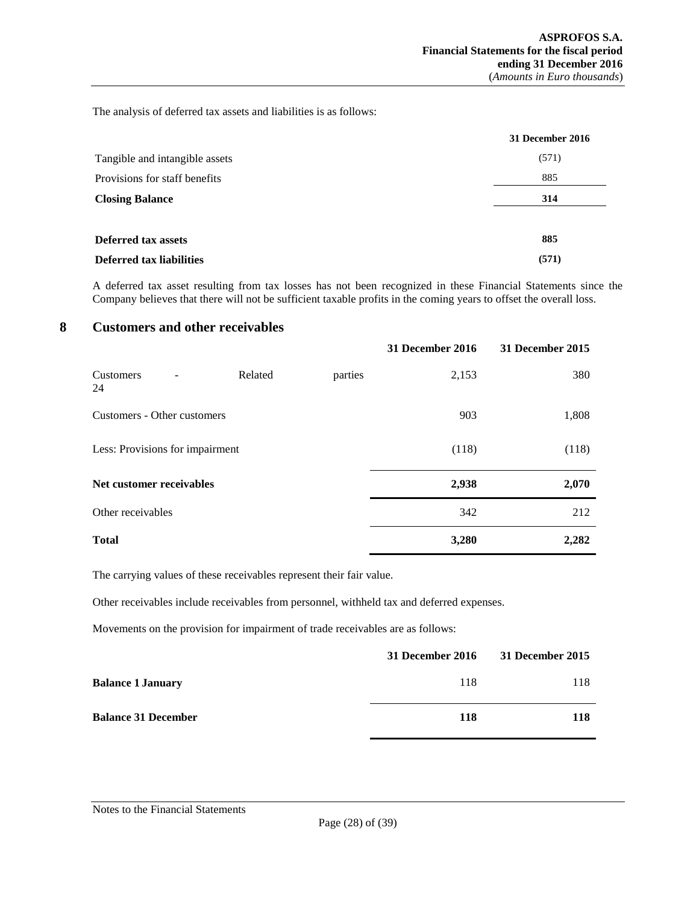The analysis of deferred tax assets and liabilities is as follows:

| | 31 December 2016 |
|---|---|
| Tangible and intangible assets | (571) |
| Provisions for staff benefits | 885 |
| **Closing Balance** | **314** |
| | |
| **Deferred tax assets** | **885** |
| **Deferred tax liabilities** | **(571)** |

A deferred tax asset resulting from tax losses has not been recognized in these Financial Statements since the Company believes that there will not be sufficient taxable profits in the coming years to offset the overall loss.

# 8 Customers and other receivables

| | 31 December 2016 | 31 December 2015 |
|---|---|---|
| Customers - Related parties 24 | 2,153 | 380 |
| Customers - Other customers | 903 | 1,808 |
| Less: Provisions for impairment | (118) | (118) |
| **Net customer receivables** | **2,938** | **2,070** |
| Other receivables | 342 | 212 |
| **Total** | **3,280** | **2,282** |

The carrying values of these receivables represent their fair value.

Other receivables include receivables from personnel, withheld tax and deferred expenses.

Movements on the provision for impairment of trade receivables are as follows:

| | 31 December 2016 | 31 December 2015 |
|---|---|---|
| **Balance 1 January** | 118 | 118 |
| **Balance 31 December** | **118** | **118** |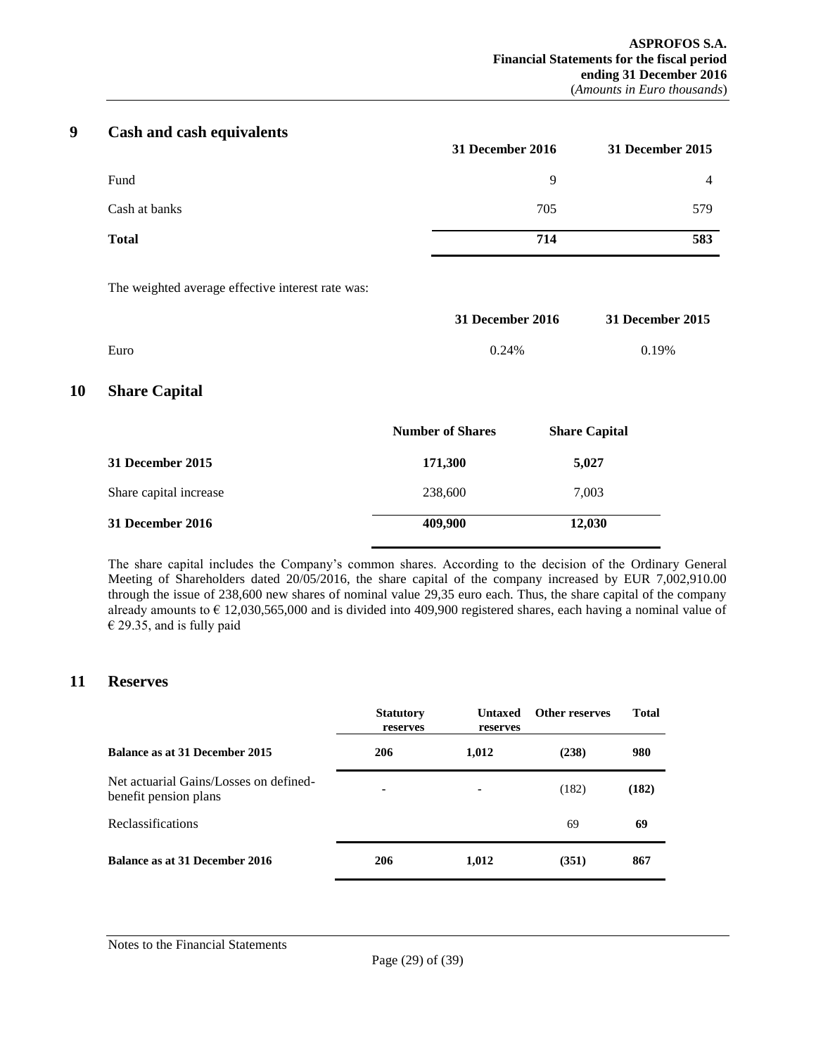## 9 Cash and cash equivalents

| | 31 December 2016 | 31 December 2015 |
|---|---|---|
| Fund | 9 | 4 |
| Cash at banks | 705 | 579 |
| **Total** | **714** | **583** |

The weighted average effective interest rate was:

| | 31 December 2016 | 31 December 2015 |
|---|---|---|
| Euro | 0.24% | 0.19% |

## 10 Share Capital

| | Number of Shares | Share Capital |
|---|---|---|
| **31 December 2015** | **171,300** | **5,027** |
| Share capital increase | 238,600 | 7,003 |
| **31 December 2016** | **409,900** | **12,030** |

The share capital includes the Company's common shares. According to the decision of the Ordinary General Meeting of Shareholders dated 20/05/2016, the share capital of the company increased by EUR 7,002,910.00 through the issue of 238,600 new shares of nominal value 29,35 euro each. Thus, the share capital of the company already amounts to € 12,030,565,000 and is divided into 409,900 registered shares, each having a nominal value of € 29.35, and is fully paid

## 11 Reserves

| | Statutory reserves | Untaxed reserves | Other reserves | Total |
|---|---|---|---|---|
| **Balance as at 31 December 2015** | **206** | **1,012** | **(238)** | **980** |
| Net actuarial Gains/Losses on defined-benefit pension plans | - | - | (182) | **(182)** |
| Reclassifications | | | 69 | **69** |
| **Balance as at 31 December 2016** | **206** | **1,012** | **(351)** | **867** |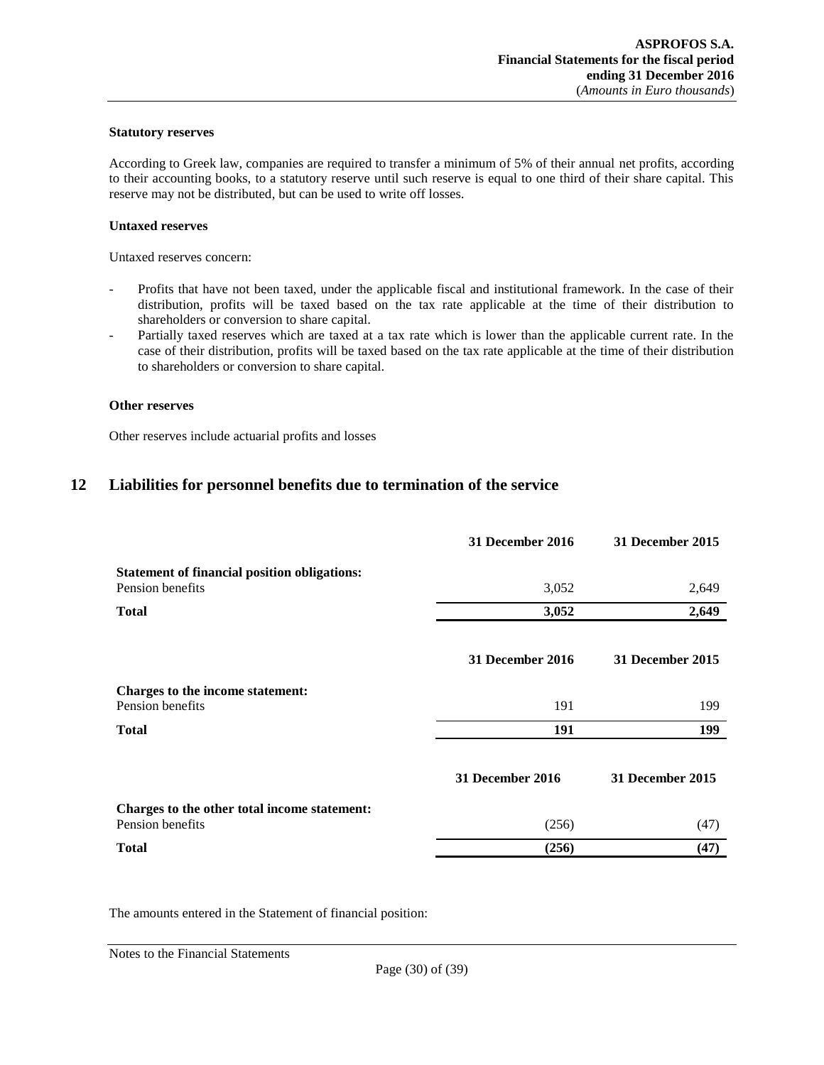### Statutory reserves

According to Greek law, companies are required to transfer a minimum of 5% of their annual net profits, according to their accounting books, to a statutory reserve until such reserve is equal to one third of their share capital. This reserve may not be distributed, but can be used to write off losses.

### Untaxed reserves

Untaxed reserves concern:

- Profits that have not been taxed, under the applicable fiscal and institutional framework. In the case of their distribution, profits will be taxed based on the tax rate applicable at the time of their distribution to shareholders or conversion to share capital.
- Partially taxed reserves which are taxed at a tax rate which is lower than the applicable current rate. In the case of their distribution, profits will be taxed based on the tax rate applicable at the time of their distribution to shareholders or conversion to share capital.

### Other reserves

Other reserves include actuarial profits and losses

## 12 Liabilities for personnel benefits due to termination of the service

| | 31 December 2016 | 31 December 2015 |
|---|---|---|
| **Statement of financial position obligations:** | | |
| Pension benefits | 3,052 | 2,649 |
| **Total** | **3,052** | **2,649** |

| | 31 December 2016 | 31 December 2015 |
|---|---|---|
| **Charges to the income statement:** | | |
| Pension benefits | 191 | 199 |
| **Total** | **191** | **199** |

| | 31 December 2016 | 31 December 2015 |
|---|---|---|
| **Charges to the other total income statement:** | | |
| Pension benefits | (256) | (47) |
| **Total** | **(256)** | **(47)** |

The amounts entered in the Statement of financial position: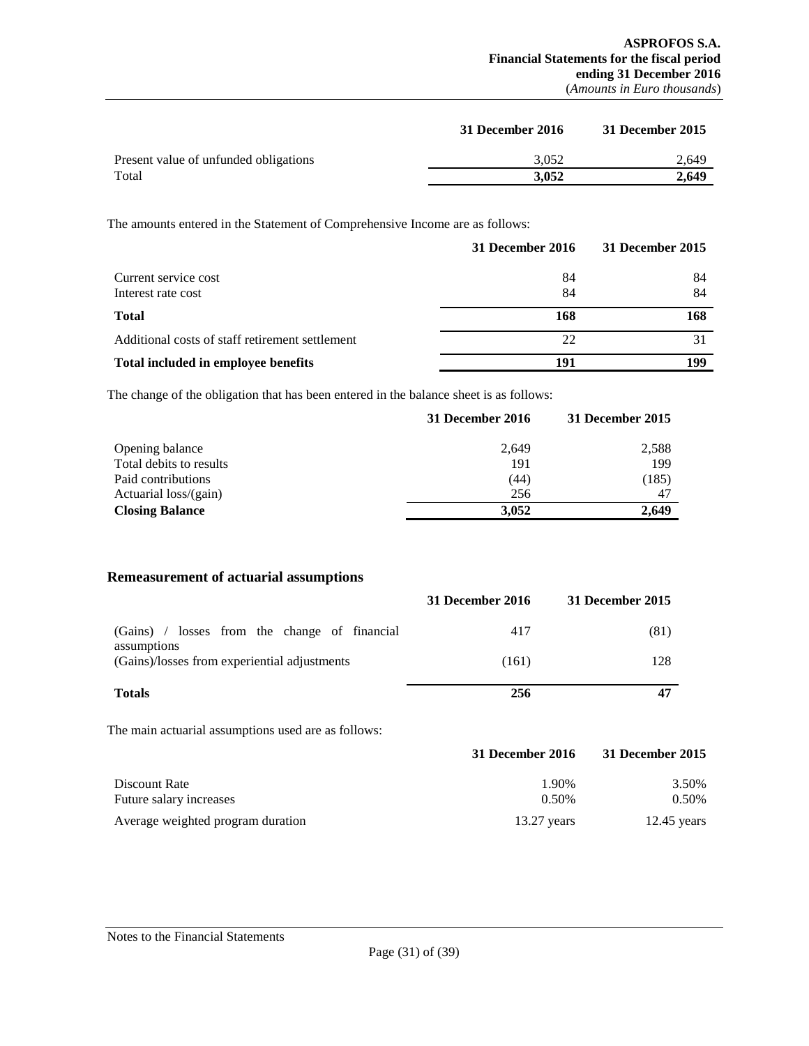| | 31 December 2016 | 31 December 2015 |
|---|---|---|
| Present value of unfunded obligations | 3,052 | 2,649 |
| Total | **3,052** | **2,649** |

The amounts entered in the Statement of Comprehensive Income are as follows:

| | 31 December 2016 | 31 December 2015 |
|---|---|---|
| Current service cost | 84 | 84 |
| Interest rate cost | 84 | 84 |
| **Total** | **168** | **168** |
| Additional costs of staff retirement settlement | 22 | 31 |
| **Total included in employee benefits** | **191** | **199** |

The change of the obligation that has been entered in the balance sheet is as follows:

| | 31 December 2016 | 31 December 2015 |
|---|---|---|
| Opening balance | 2,649 | 2,588 |
| Total debits to results | 191 | 199 |
| Paid contributions | (44) | (185) |
| Actuarial loss/(gain) | 256 | 47 |
| **Closing Balance** | **3,052** | **2,649** |

## Remeasurement of actuarial assumptions

| | 31 December 2016 | 31 December 2015 |
|---|---|---|
| (Gains) / losses from the change of financial assumptions | 417 | (81) |
| (Gains)/losses from experiential adjustments | (161) | 128 |
| **Totals** | **256** | **47** |

The main actuarial assumptions used are as follows:

| | 31 December 2016 | 31 December 2015 |
|---|---|---|
| Discount Rate | 1.90% | 3.50% |
| Future salary increases | 0.50% | 0.50% |
| Average weighted program duration | 13.27 years | 12.45 years |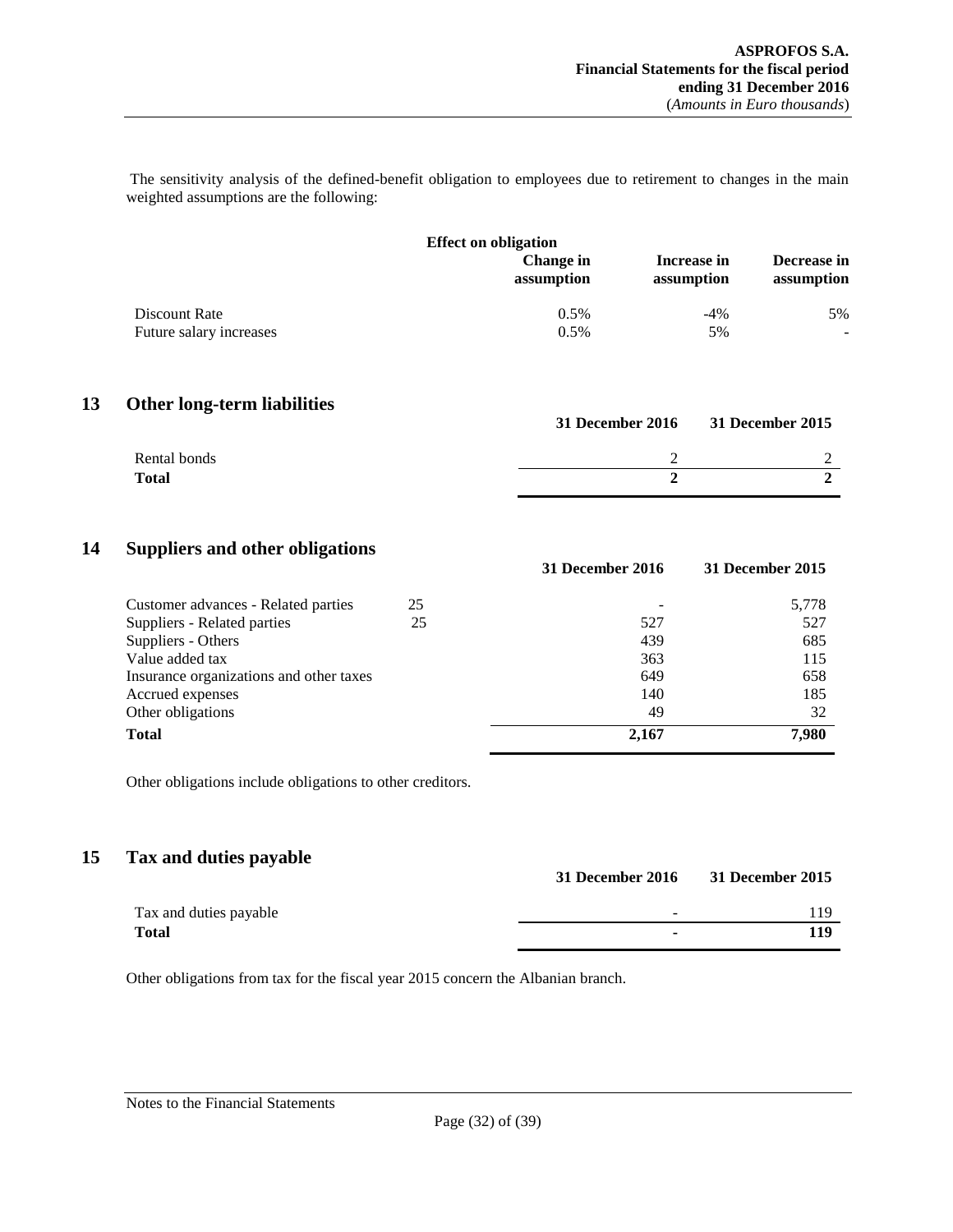The sensitivity analysis of the defined-benefit obligation to employees due to retirement to changes in the main weighted assumptions are the following:

| | Effect on obligation | | |
|---|---|---|---|
| | Change in assumption | Increase in assumption | Decrease in assumption |
| Discount Rate | 0.5% | -4% | 5% |
| Future salary increases | 0.5% | 5% | - |

## 13 Other long-term liabilities

| | 31 December 2016 | 31 December 2015 |
|---|---|---|
| Rental bonds | 2 | 2 |
| **Total** | **2** | **2** |

## 14 Suppliers and other obligations

| | | 31 December 2016 | 31 December 2015 |
|---|---|---|---|
| Customer advances - Related parties | 25 | - | 5,778 |
| Suppliers - Related parties | 25 | 527 | 527 |
| Suppliers - Others | | 439 | 685 |
| Value added tax | | 363 | 115 |
| Insurance organizations and other taxes | | 649 | 658 |
| Accrued expenses | | 140 | 185 |
| Other obligations | | 49 | 32 |
| **Total** | | **2,167** | **7,980** |

Other obligations include obligations to other creditors.

## 15 Tax and duties payable

| | 31 December 2016 | 31 December 2015 |
|---|---|---|
| Tax and duties payable | - | 119 |
| **Total** | **-** | **119** |

Other obligations from tax for the fiscal year 2015 concern the Albanian branch.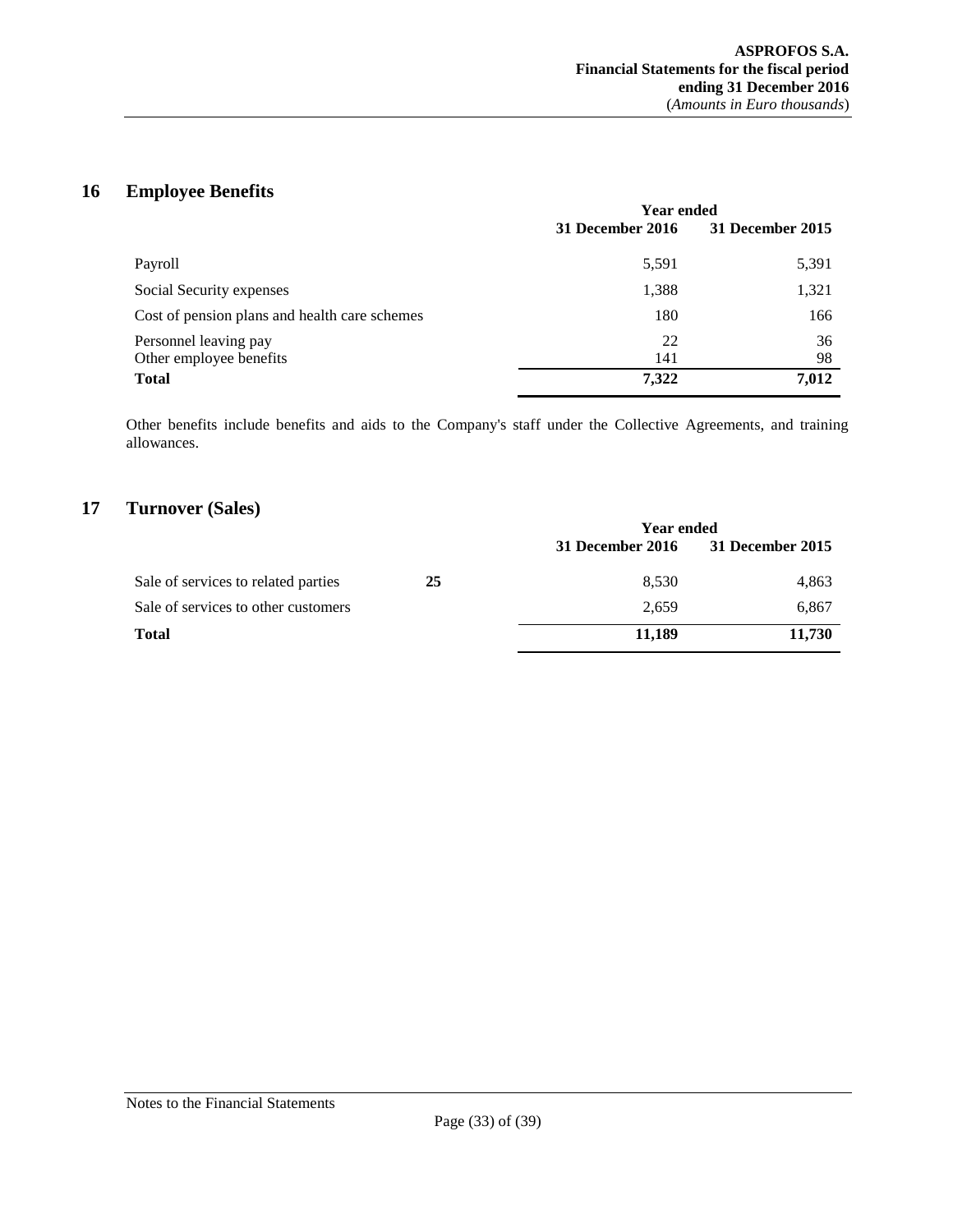## 16 Employee Benefits

| | Year ended | |
|---|---|---|
| | **31 December 2016** | **31 December 2015** |
| Payroll | 5,591 | 5,391 |
| Social Security expenses | 1,388 | 1,321 |
| Cost of pension plans and health care schemes | 180 | 166 |
| Personnel leaving pay | 22 | 36 |
| Other employee benefits | 141 | 98 |
| **Total** | **7,322** | **7,012** |

Other benefits include benefits and aids to the Company's staff under the Collective Agreements, and training allowances.

## 17 Turnover (Sales)

| | | Year ended | |
|---|---|---|---|
| | | **31 December 2016** | **31 December 2015** |
| Sale of services to related parties | **25** | 8,530 | 4,863 |
| Sale of services to other customers | | 2,659 | 6,867 |
| **Total** | | **11,189** | **11,730** |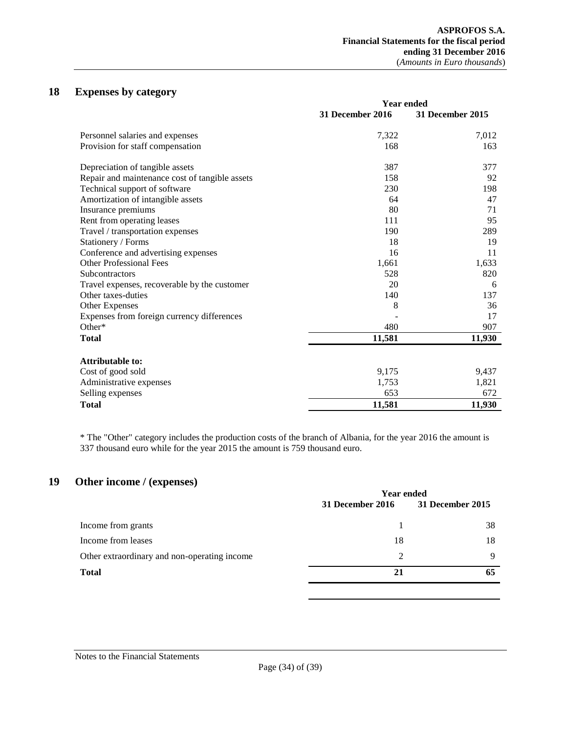## 18 Expenses by category

| | Year ended | |
|---|---|---|
| | 31 December 2016 | 31 December 2015 |
| Personnel salaries and expenses | 7,322 | 7,012 |
| Provision for staff compensation | 168 | 163 |
| Depreciation of tangible assets | 387 | 377 |
| Repair and maintenance cost of tangible assets | 158 | 92 |
| Technical support of software | 230 | 198 |
| Amortization of intangible assets | 64 | 47 |
| Insurance premiums | 80 | 71 |
| Rent from operating leases | 111 | 95 |
| Travel / transportation expenses | 190 | 289 |
| Stationery / Forms | 18 | 19 |
| Conference and advertising expenses | 16 | 11 |
| Other Professional Fees | 1,661 | 1,633 |
| Subcontractors | 528 | 820 |
| Travel expenses, recoverable by the customer | 20 | 6 |
| Other taxes-duties | 140 | 137 |
| Other Expenses | 8 | 36 |
| Expenses from foreign currency differences | - | 17 |
| Other* | 480 | 907 |
| **Total** | **11,581** | **11,930** |
| **Attributable to:** | | |
| Cost of good sold | 9,175 | 9,437 |
| Administrative expenses | 1,753 | 1,821 |
| Selling expenses | 653 | 672 |
| **Total** | **11,581** | **11,930** |

* The "Other" category includes the production costs of the branch of Albania, for the year 2016 the amount is 337 thousand euro while for the year 2015 the amount is 759 thousand euro.

## 19 Other income / (expenses)

| | Year ended | |
|---|---|---|
| | 31 December 2016 | 31 December 2015 |
| Income from grants | 1 | 38 |
| Income from leases | 18 | 18 |
| Other extraordinary and non-operating income | 2 | 9 |
| **Total** | **21** | **65** |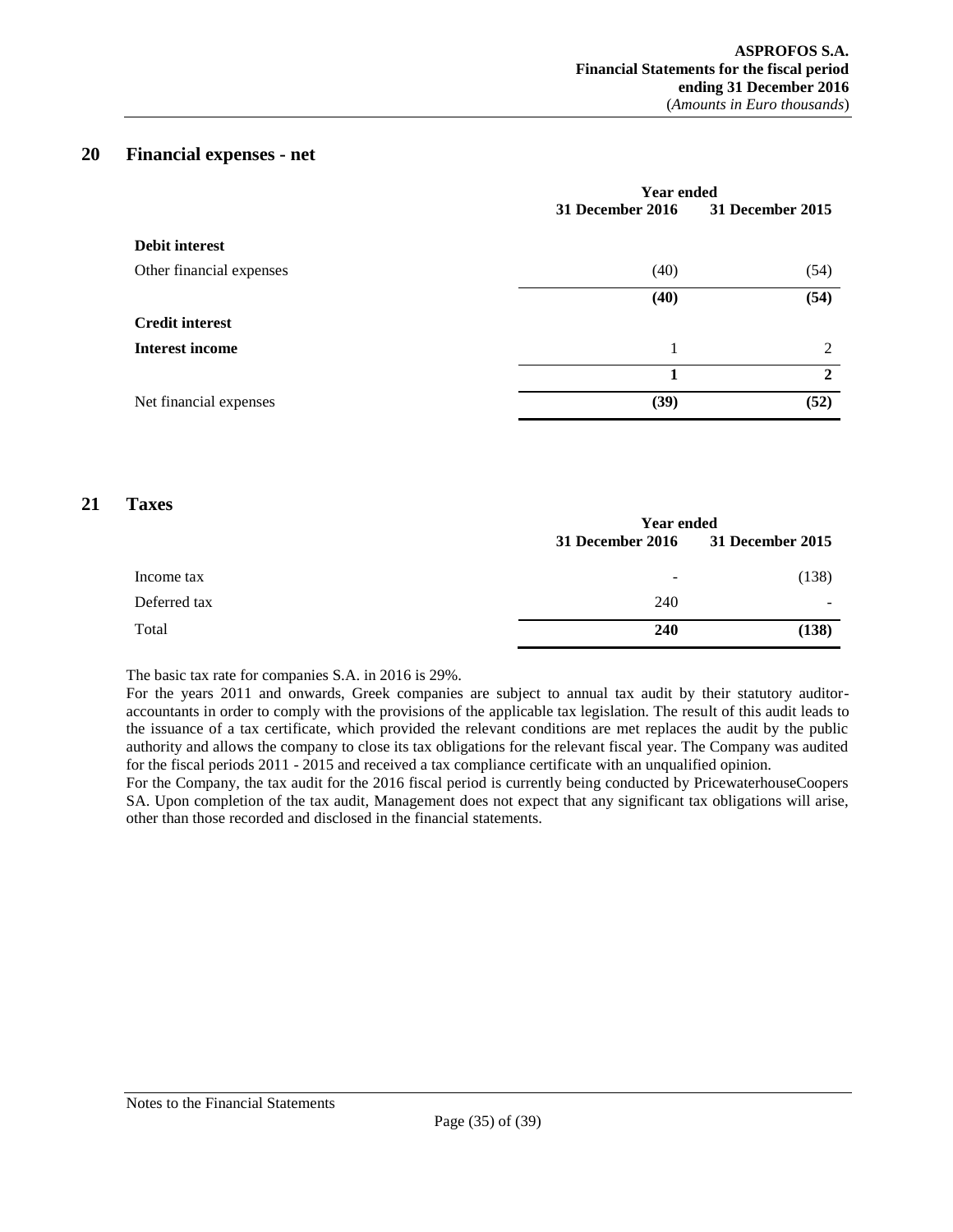## 20 Financial expenses - net

| | Year ended | |
|---|---|---|
| | 31 December 2016 | 31 December 2015 |
| **Debit interest** | | |
| Other financial expenses | (40) | (54) |
| | **(40)** | **(54)** |
| **Credit interest** | | |
| **Interest income** | 1 | 2 |
| | **1** | **2** |
| Net financial expenses | **(39)** | **(52)** |

## 21 Taxes

| | Year ended | |
|---|---|---|
| | 31 December 2016 | 31 December 2015 |
| Income tax | - | (138) |
| Deferred tax | 240 | - |
| Total | **240** | **(138)** |

The basic tax rate for companies S.A. in 2016 is 29%.

For the years 2011 and onwards, Greek companies are subject to annual tax audit by their statutory auditor-accountants in order to comply with the provisions of the applicable tax legislation. The result of this audit leads to the issuance of a tax certificate, which provided the relevant conditions are met replaces the audit by the public authority and allows the company to close its tax obligations for the relevant fiscal year. The Company was audited for the fiscal periods 2011 - 2015 and received a tax compliance certificate with an unqualified opinion.

For the Company, the tax audit for the 2016 fiscal period is currently being conducted by PricewaterhouseCoopers SA. Upon completion of the tax audit, Management does not expect that any significant tax obligations will arise, other than those recorded and disclosed in the financial statements.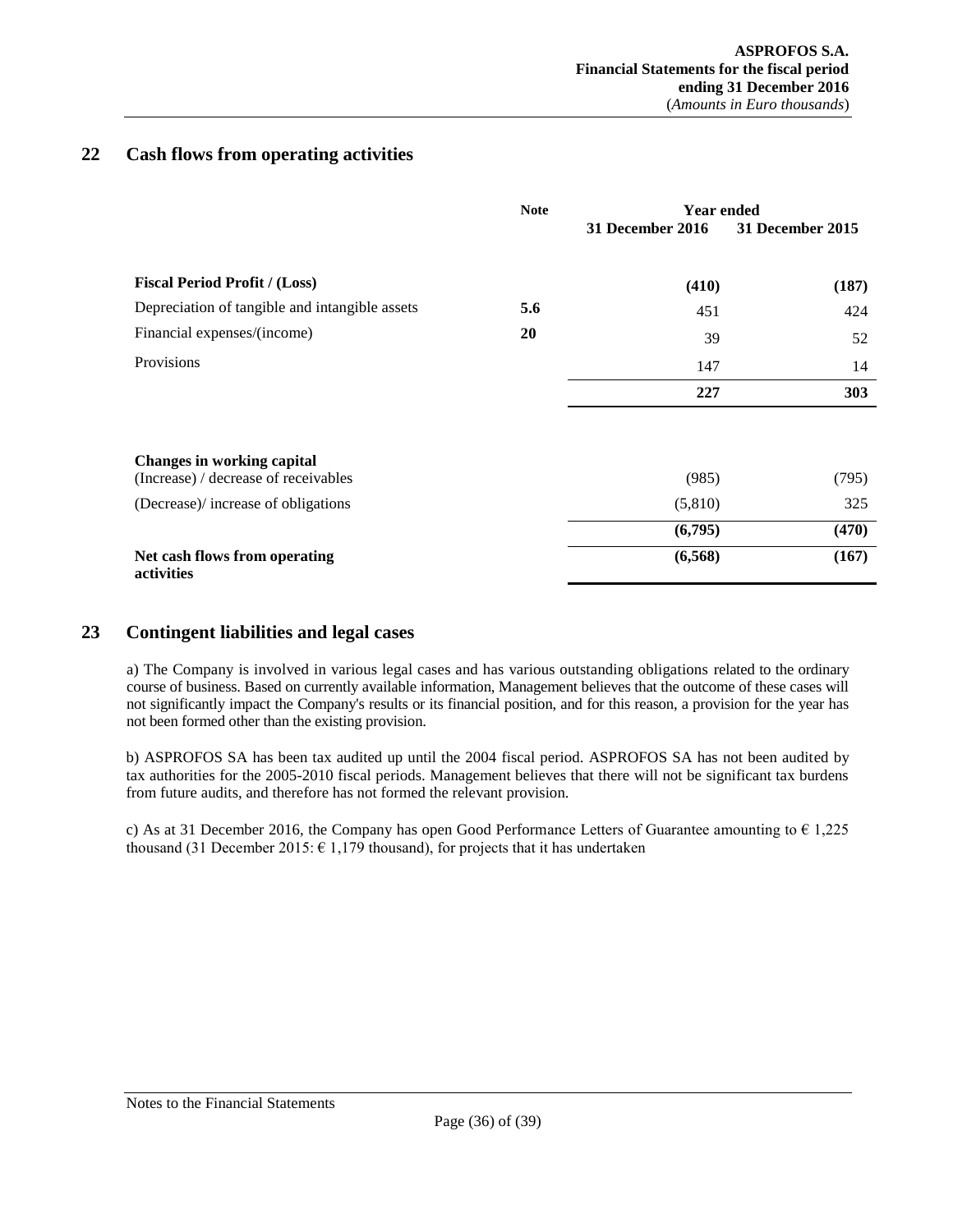## 22 Cash flows from operating activities

| | Note | Year ended 31 December 2016 | 31 December 2015 |
|---|---|---|---|
| **Fiscal Period Profit / (Loss)** | | **(410)** | **(187)** |
| Depreciation of tangible and intangible assets | **5.6** | 451 | 424 |
| Financial expenses/(income) | **20** | 39 | 52 |
| Provisions | | 147 | 14 |
| | | **227** | **303** |
| **Changes in working capital** | | | |
| (Increase) / decrease of receivables | | (985) | (795) |
| (Decrease)/ increase of obligations | | (5,810) | 325 |
| | | **(6,795)** | **(470)** |
| **Net cash flows from operating activities** | | **(6,568)** | **(167)** |

## 23 Contingent liabilities and legal cases

a) The Company is involved in various legal cases and has various outstanding obligations related to the ordinary course of business. Based on currently available information, Management believes that the outcome of these cases will not significantly impact the Company's results or its financial position, and for this reason, a provision for the year has not been formed other than the existing provision.

b) ASPROFOS SA has been tax audited up until the 2004 fiscal period. ASPROFOS SA has not been audited by tax authorities for the 2005-2010 fiscal periods. Management believes that there will not be significant tax burdens from future audits, and therefore has not formed the relevant provision.

c) As at 31 December 2016, the Company has open Good Performance Letters of Guarantee amounting to € 1,225 thousand (31 December 2015: € 1,179 thousand), for projects that it has undertaken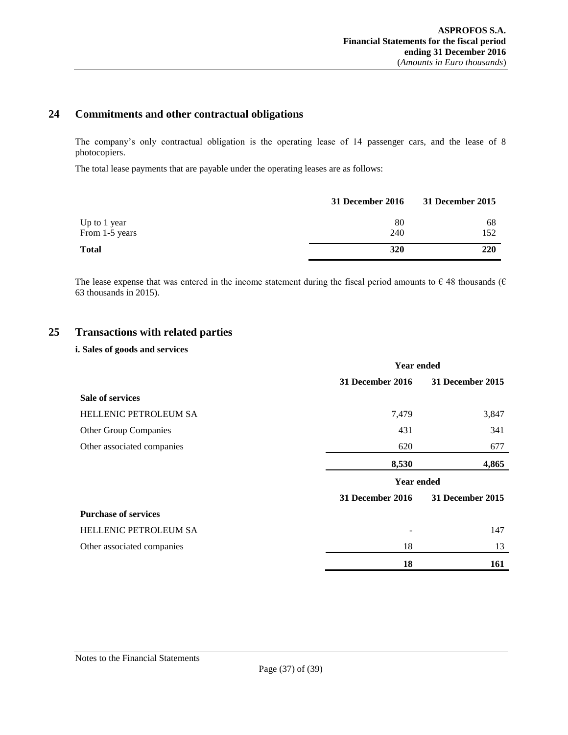## 24 Commitments and other contractual obligations

The company's only contractual obligation is the operating lease of 14 passenger cars, and the lease of 8 photocopiers.

The total lease payments that are payable under the operating leases are as follows:

| | 31 December 2016 | 31 December 2015 |
|---|---|---|
| Up to 1 year | 80 | 68 |
| From 1-5 years | 240 | 152 |
| **Total** | **320** | **220** |

The lease expense that was entered in the income statement during the fiscal period amounts to € 48 thousands (€ 63 thousands in 2015).

## 25 Transactions with related parties

**i. Sales of goods and services**

| | Year ended | |
|---|---|---|
| | **31 December 2016** | **31 December 2015** |
| **Sale of services** | | |
| HELLENIC PETROLEUM SA | 7,479 | 3,847 |
| Other Group Companies | 431 | 341 |
| Other associated companies | 620 | 677 |
| | **8,530** | **4,865** |

| | Year ended | |
|---|---|---|
| | **31 December 2016** | **31 December 2015** |
| **Purchase of services** | | |
| HELLENIC PETROLEUM SA | - | 147 |
| Other associated companies | 18 | 13 |
| | **18** | **161** |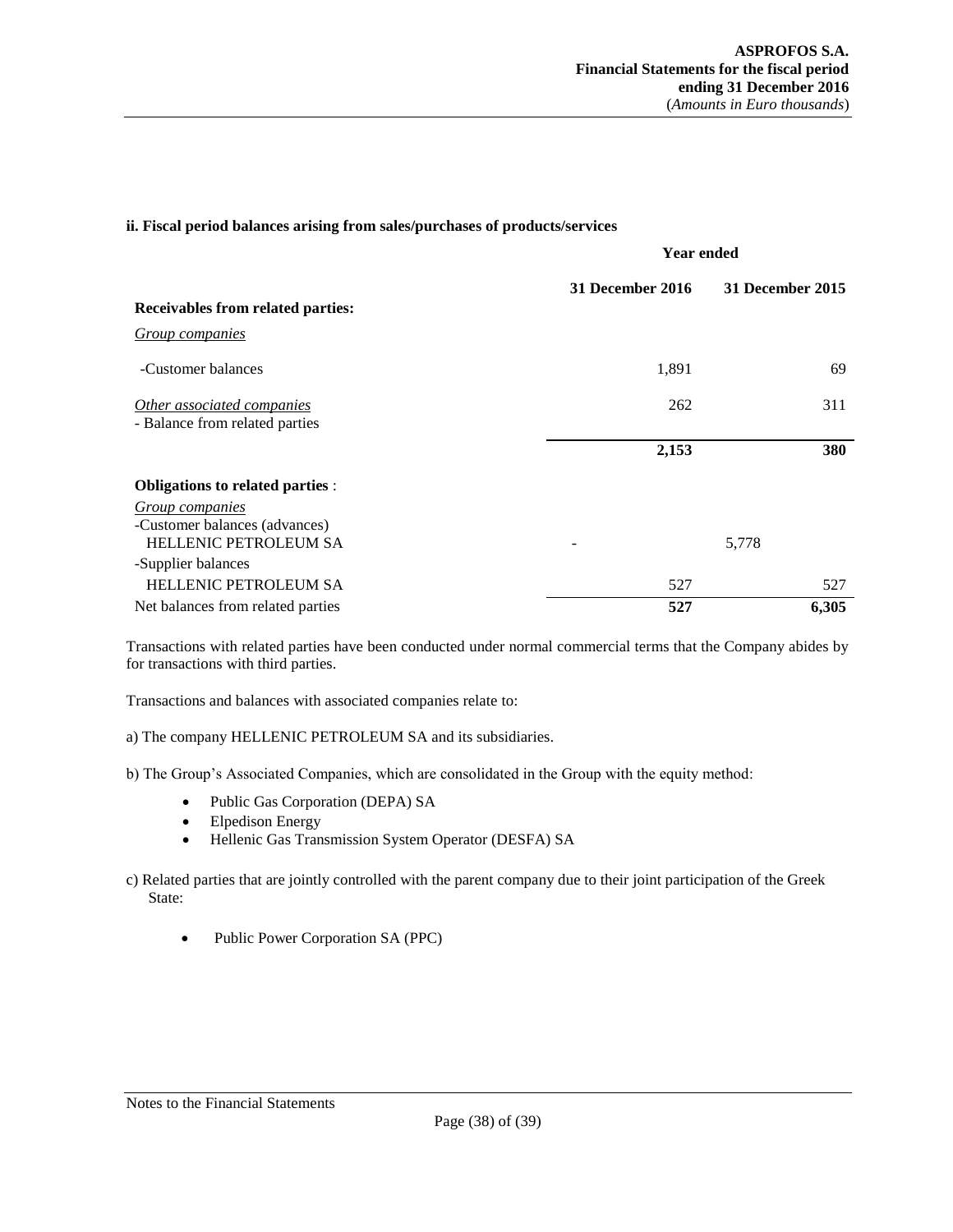**ii. Fiscal period balances arising from sales/purchases of products/services**

| | Year ended | |
|---|---|---|
| | **31 December 2016** | **31 December 2015** |
| **Receivables from related parties:** | | |
| *Group companies* | | |
| -Customer balances | 1,891 | 69 |
| *Other associated companies* - Balance from related parties | 262 | 311 |
| | **2,153** | **380** |
| **Obligations to related parties** : | | |
| *Group companies* | | |
| -Customer balances (advances) | | |
| HELLENIC PETROLEUM SA | - | 5,778 |
| -Supplier balances | | |
| HELLENIC PETROLEUM SA | 527 | 527 |
| Net balances from related parties | **527** | **6,305** |

Transactions with related parties have been conducted under normal commercial terms that the Company abides by for transactions with third parties.

Transactions and balances with associated companies relate to:

a) The company HELLENIC PETROLEUM SA and its subsidiaries.

b) The Group's Associated Companies, which are consolidated in the Group with the equity method:

- Public Gas Corporation (DEPA) SA
- Elpedison Energy
- Hellenic Gas Transmission System Operator (DESFA) SA

c) Related parties that are jointly controlled with the parent company due to their joint participation of the Greek State:

- Public Power Corporation SA (PPC)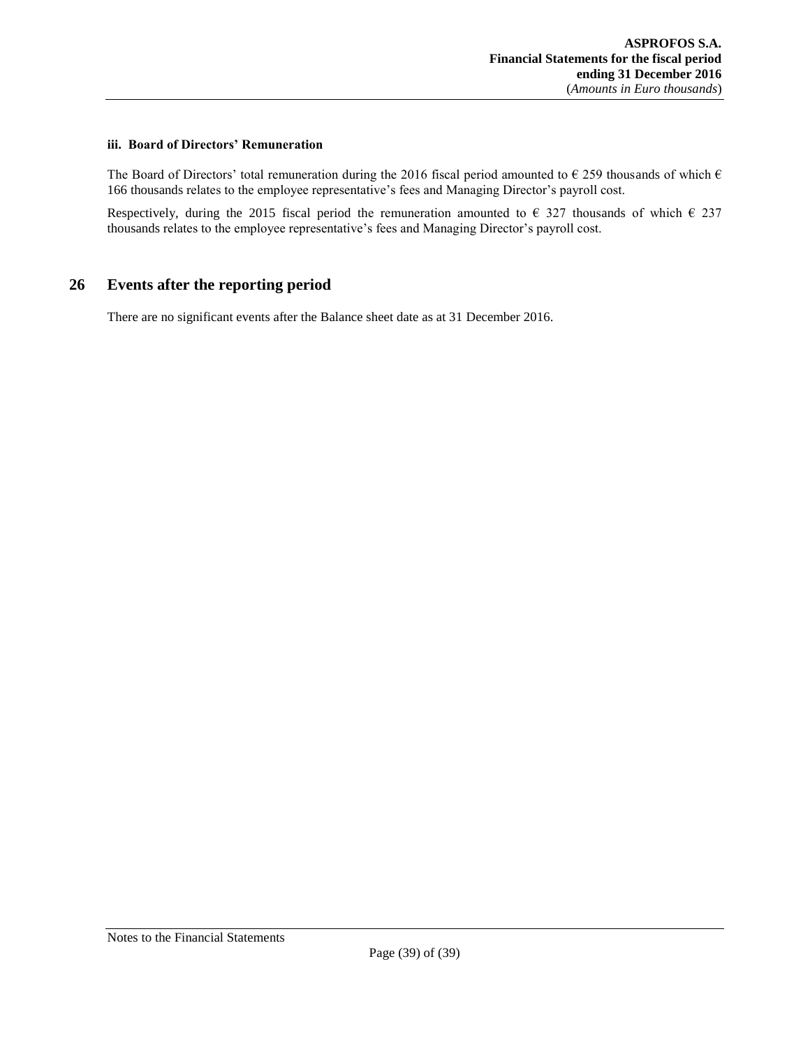#### iii. Board of Directors' Remuneration

The Board of Directors' total remuneration during the 2016 fiscal period amounted to € 259 thousands of which € 166 thousands relates to the employee representative's fees and Managing Director's payroll cost.

Respectively, during the 2015 fiscal period the remuneration amounted to € 327 thousands of which € 237 thousands relates to the employee representative's fees and Managing Director's payroll cost.

## 26 Events after the reporting period

There are no significant events after the Balance sheet date as at 31 December 2016.